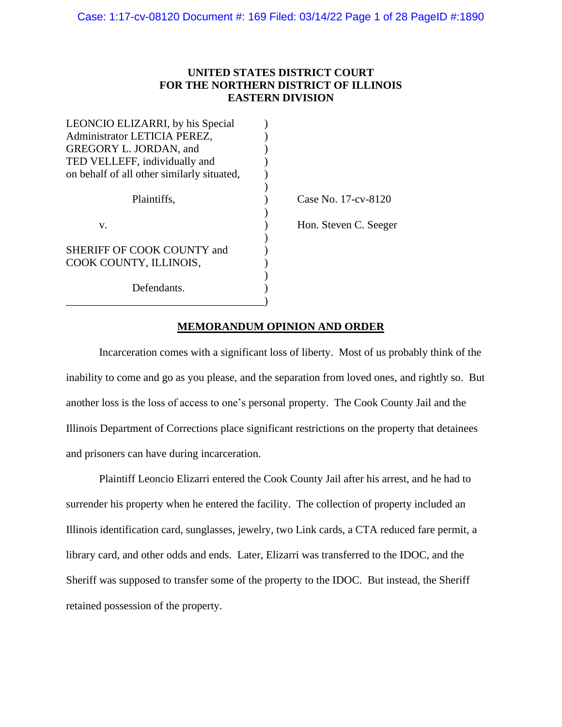**UNITED STATES DISTRICT COURT**
**FOR THE NORTHERN DISTRICT OF ILLINOIS**
**EASTERN DIVISION**

| | | |
|---|---|---|
| LEONCIO ELIZARRI, by his Special Administrator LETICIA PEREZ, GREGORY L. JORDAN, and TED VELLEFF, individually and on behalf of all other similarly situated, | ) | |
| Plaintiffs, | ) | Case No. 17-cv-8120 |
| v. | ) | Hon. Steven C. Seeger |
| SHERIFF OF COOK COUNTY and COOK COUNTY, ILLINOIS, | ) | |
| Defendants. | ) | |

**MEMORANDUM OPINION AND ORDER**

Incarceration comes with a significant loss of liberty. Most of us probably think of the inability to come and go as you please, and the separation from loved ones, and rightly so. But another loss is the loss of access to one's personal property. The Cook County Jail and the Illinois Department of Corrections place significant restrictions on the property that detainees and prisoners can have during incarceration.

Plaintiff Leoncio Elizarri entered the Cook County Jail after his arrest, and he had to surrender his property when he entered the facility. The collection of property included an Illinois identification card, sunglasses, jewelry, two Link cards, a CTA reduced fare permit, a library card, and other odds and ends. Later, Elizarri was transferred to the IDOC, and the Sheriff was supposed to transfer some of the property to the IDOC. But instead, the Sheriff retained possession of the property.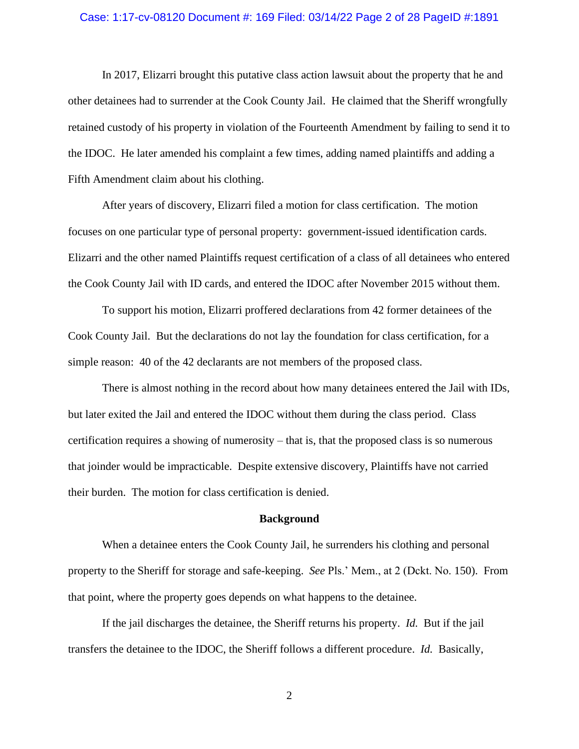In 2017, Elizarri brought this putative class action lawsuit about the property that he and other detainees had to surrender at the Cook County Jail. He claimed that the Sheriff wrongfully retained custody of his property in violation of the Fourteenth Amendment by failing to send it to the IDOC. He later amended his complaint a few times, adding named plaintiffs and adding a Fifth Amendment claim about his clothing.

After years of discovery, Elizarri filed a motion for class certification. The motion focuses on one particular type of personal property: government-issued identification cards. Elizarri and the other named Plaintiffs request certification of a class of all detainees who entered the Cook County Jail with ID cards, and entered the IDOC after November 2015 without them.

To support his motion, Elizarri proffered declarations from 42 former detainees of the Cook County Jail. But the declarations do not lay the foundation for class certification, for a simple reason: 40 of the 42 declarants are not members of the proposed class.

There is almost nothing in the record about how many detainees entered the Jail with IDs, but later exited the Jail and entered the IDOC without them during the class period. Class certification requires a showing of numerosity – that is, that the proposed class is so numerous that joinder would be impracticable. Despite extensive discovery, Plaintiffs have not carried their burden. The motion for class certification is denied.

## Background

When a detainee enters the Cook County Jail, he surrenders his clothing and personal property to the Sheriff for storage and safe-keeping. *See* Pls.' Mem., at 2 (Dckt. No. 150). From that point, where the property goes depends on what happens to the detainee.

If the jail discharges the detainee, the Sheriff returns his property. *Id.* But if the jail transfers the detainee to the IDOC, the Sheriff follows a different procedure. *Id.* Basically,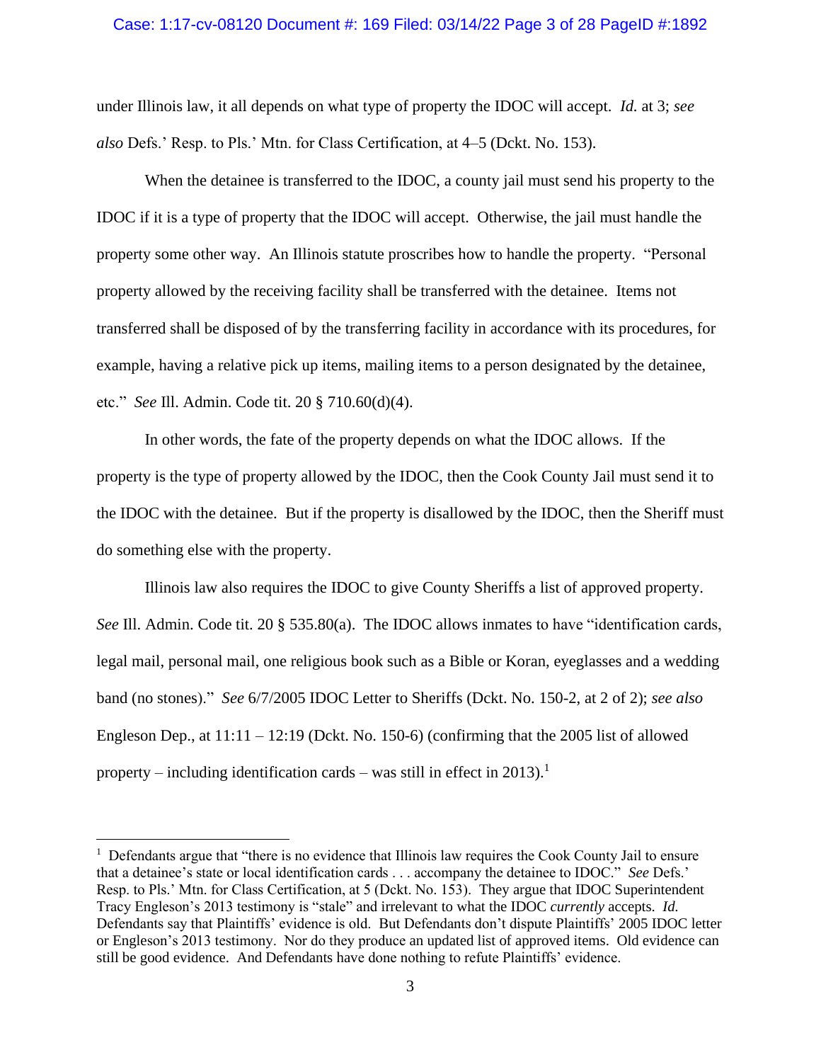under Illinois law, it all depends on what type of property the IDOC will accept. *Id.* at 3; *see also* Defs.' Resp. to Pls.' Mtn. for Class Certification, at 4–5 (Dckt. No. 153).

When the detainee is transferred to the IDOC, a county jail must send his property to the IDOC if it is a type of property that the IDOC will accept. Otherwise, the jail must handle the property some other way. An Illinois statute proscribes how to handle the property. "Personal property allowed by the receiving facility shall be transferred with the detainee. Items not transferred shall be disposed of by the transferring facility in accordance with its procedures, for example, having a relative pick up items, mailing items to a person designated by the detainee, etc." *See* Ill. Admin. Code tit. 20 § 710.60(d)(4).

In other words, the fate of the property depends on what the IDOC allows. If the property is the type of property allowed by the IDOC, then the Cook County Jail must send it to the IDOC with the detainee. But if the property is disallowed by the IDOC, then the Sheriff must do something else with the property.

Illinois law also requires the IDOC to give County Sheriffs a list of approved property. *See* Ill. Admin. Code tit. 20 § 535.80(a). The IDOC allows inmates to have "identification cards, legal mail, personal mail, one religious book such as a Bible or Koran, eyeglasses and a wedding band (no stones)." *See* 6/7/2005 IDOC Letter to Sheriffs (Dckt. No. 150-2, at 2 of 2); *see also* Engleson Dep., at 11:11 – 12:19 (Dckt. No. 150-6) (confirming that the 2005 list of allowed property – including identification cards – was still in effect in 2013).[1]

---

[1] Defendants argue that "there is no evidence that Illinois law requires the Cook County Jail to ensure that a detainee's state or local identification cards . . . accompany the detainee to IDOC." *See* Defs.' Resp. to Pls.' Mtn. for Class Certification, at 5 (Dckt. No. 153). They argue that IDOC Superintendent Tracy Engleson's 2013 testimony is "stale" and irrelevant to what the IDOC *currently* accepts. *Id.* Defendants say that Plaintiffs' evidence is old. But Defendants don't dispute Plaintiffs' 2005 IDOC letter or Engleson's 2013 testimony. Nor do they produce an updated list of approved items. Old evidence can still be good evidence. And Defendants have done nothing to refute Plaintiffs' evidence.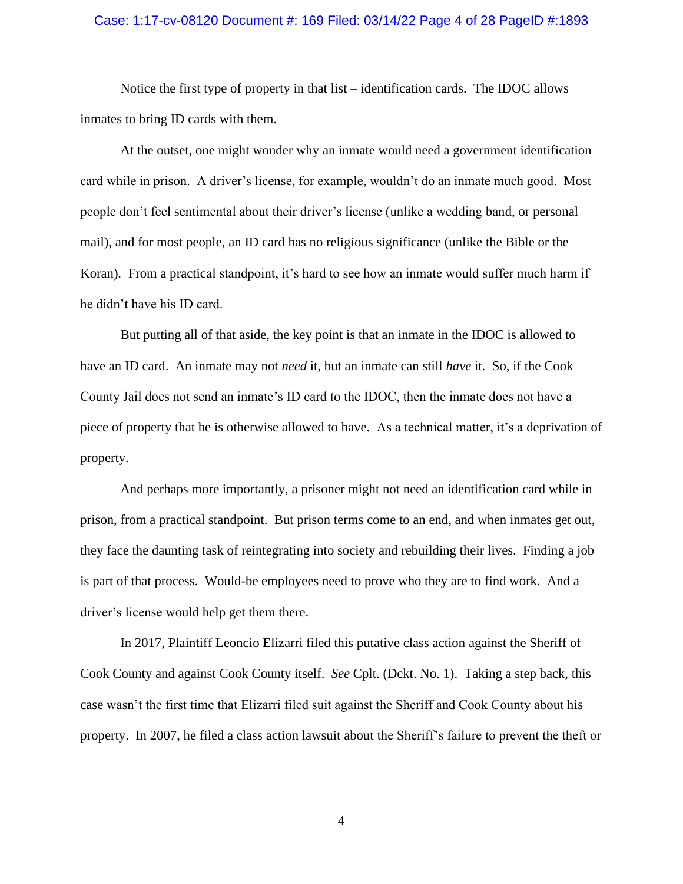Notice the first type of property in that list – identification cards. The IDOC allows inmates to bring ID cards with them.

At the outset, one might wonder why an inmate would need a government identification card while in prison. A driver's license, for example, wouldn't do an inmate much good. Most people don't feel sentimental about their driver's license (unlike a wedding band, or personal mail), and for most people, an ID card has no religious significance (unlike the Bible or the Koran). From a practical standpoint, it's hard to see how an inmate would suffer much harm if he didn't have his ID card.

But putting all of that aside, the key point is that an inmate in the IDOC is allowed to have an ID card. An inmate may not *need* it, but an inmate can still *have* it. So, if the Cook County Jail does not send an inmate's ID card to the IDOC, then the inmate does not have a piece of property that he is otherwise allowed to have. As a technical matter, it's a deprivation of property.

And perhaps more importantly, a prisoner might not need an identification card while in prison, from a practical standpoint. But prison terms come to an end, and when inmates get out, they face the daunting task of reintegrating into society and rebuilding their lives. Finding a job is part of that process. Would-be employees need to prove who they are to find work. And a driver's license would help get them there.

In 2017, Plaintiff Leoncio Elizarri filed this putative class action against the Sheriff of Cook County and against Cook County itself. *See* Cplt. (Dckt. No. 1). Taking a step back, this case wasn't the first time that Elizarri filed suit against the Sheriff and Cook County about his property. In 2007, he filed a class action lawsuit about the Sheriff's failure to prevent the theft or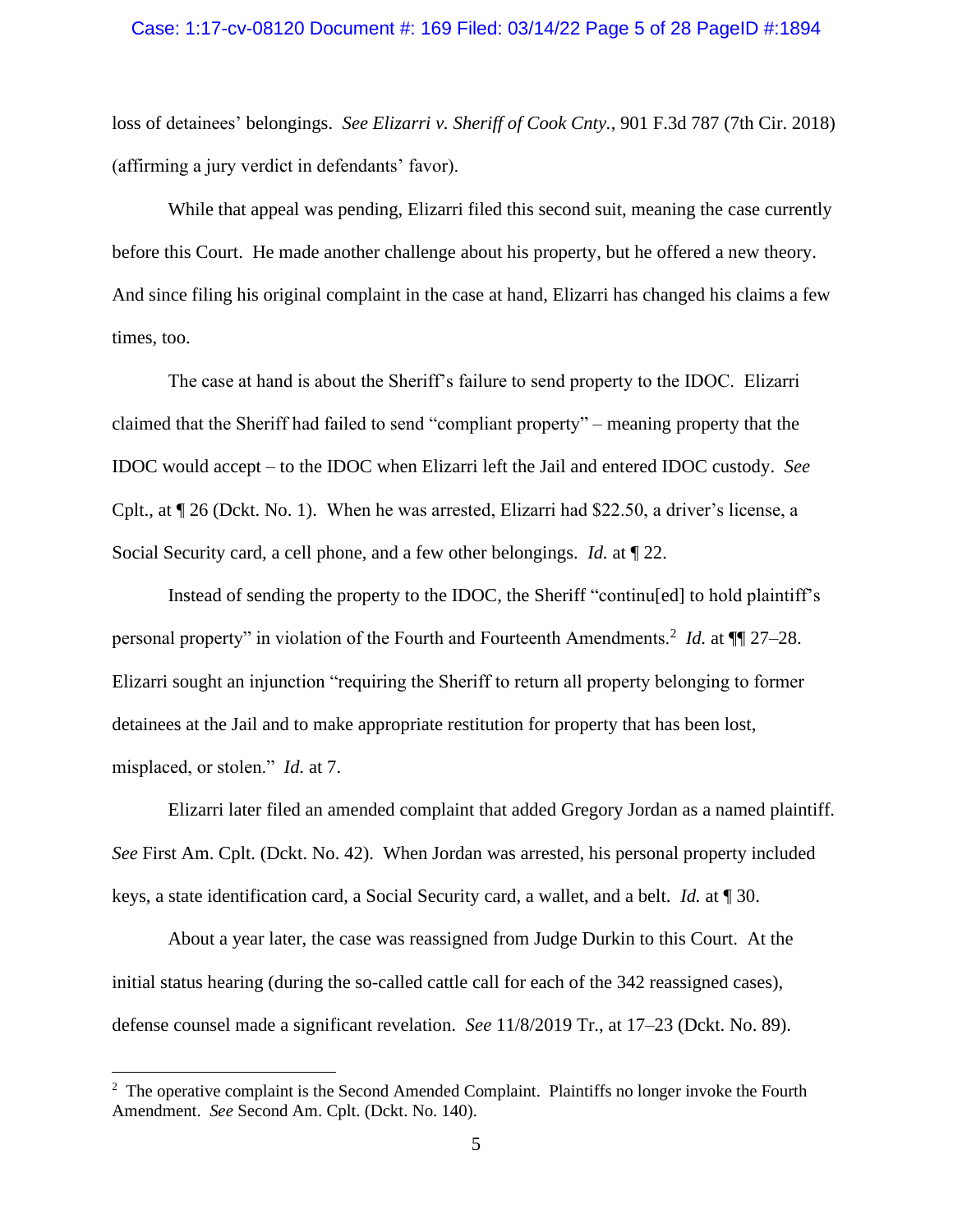loss of detainees' belongings. *See Elizarri v. Sheriff of Cook Cnty.*, 901 F.3d 787 (7th Cir. 2018) (affirming a jury verdict in defendants' favor).

While that appeal was pending, Elizarri filed this second suit, meaning the case currently before this Court. He made another challenge about his property, but he offered a new theory. And since filing his original complaint in the case at hand, Elizarri has changed his claims a few times, too.

The case at hand is about the Sheriff's failure to send property to the IDOC. Elizarri claimed that the Sheriff had failed to send "compliant property" – meaning property that the IDOC would accept – to the IDOC when Elizarri left the Jail and entered IDOC custody. *See* Cplt., at ¶ 26 (Dckt. No. 1). When he was arrested, Elizarri had $22.50, a driver's license, a Social Security card, a cell phone, and a few other belongings. *Id.* at ¶ 22.

Instead of sending the property to the IDOC, the Sheriff "continu[ed] to hold plaintiff's personal property" in violation of the Fourth and Fourteenth Amendments.[2] *Id.* at ¶¶ 27–28. Elizarri sought an injunction "requiring the Sheriff to return all property belonging to former detainees at the Jail and to make appropriate restitution for property that has been lost, misplaced, or stolen." *Id.* at 7.

Elizarri later filed an amended complaint that added Gregory Jordan as a named plaintiff. *See* First Am. Cplt. (Dckt. No. 42). When Jordan was arrested, his personal property included keys, a state identification card, a Social Security card, a wallet, and a belt. *Id.* at ¶ 30.

About a year later, the case was reassigned from Judge Durkin to this Court. At the initial status hearing (during the so-called cattle call for each of the 342 reassigned cases), defense counsel made a significant revelation. *See* 11/8/2019 Tr., at 17–23 (Dckt. No. 89).

---

[2] The operative complaint is the Second Amended Complaint. Plaintiffs no longer invoke the Fourth Amendment. *See* Second Am. Cplt. (Dckt. No. 140).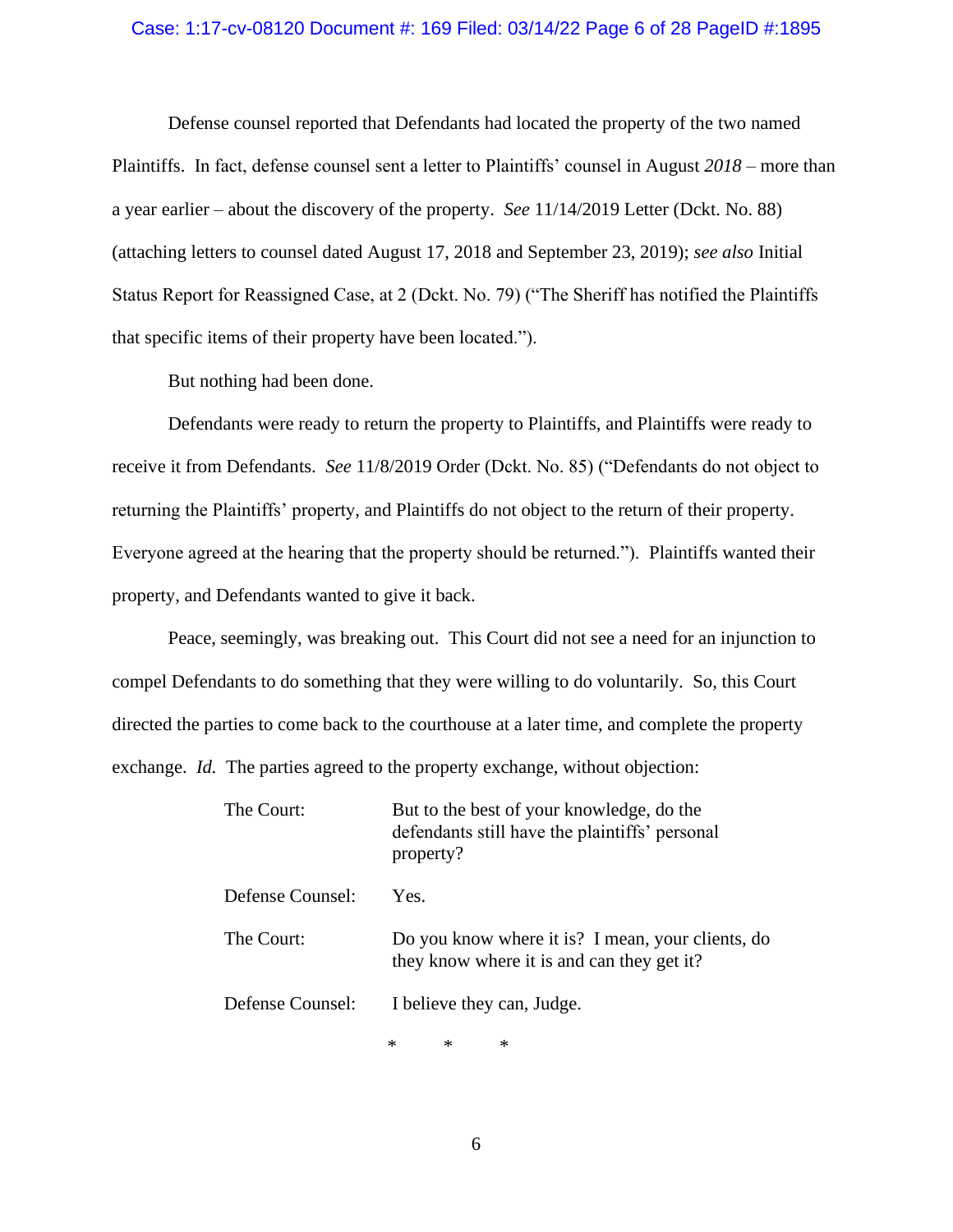Defense counsel reported that Defendants had located the property of the two named Plaintiffs. In fact, defense counsel sent a letter to Plaintiffs' counsel in August *2018* – more than a year earlier – about the discovery of the property. *See* 11/14/2019 Letter (Dckt. No. 88) (attaching letters to counsel dated August 17, 2018 and September 23, 2019); *see also* Initial Status Report for Reassigned Case, at 2 (Dckt. No. 79) ("The Sheriff has notified the Plaintiffs that specific items of their property have been located.").

But nothing had been done.

Defendants were ready to return the property to Plaintiffs, and Plaintiffs were ready to receive it from Defendants. *See* 11/8/2019 Order (Dckt. No. 85) ("Defendants do not object to returning the Plaintiffs' property, and Plaintiffs do not object to the return of their property. Everyone agreed at the hearing that the property should be returned."). Plaintiffs wanted their property, and Defendants wanted to give it back.

Peace, seemingly, was breaking out. This Court did not see a need for an injunction to compel Defendants to do something that they were willing to do voluntarily. So, this Court directed the parties to come back to the courthouse at a later time, and complete the property exchange. *Id.* The parties agreed to the property exchange, without objection:

> The Court: But to the best of your knowledge, do the defendants still have the plaintiffs' personal property?
>
> Defense Counsel: Yes.
>
> The Court: Do you know where it is? I mean, your clients, do they know where it is and can they get it?
>
> Defense Counsel: I believe they can, Judge.
>
> \* \* \*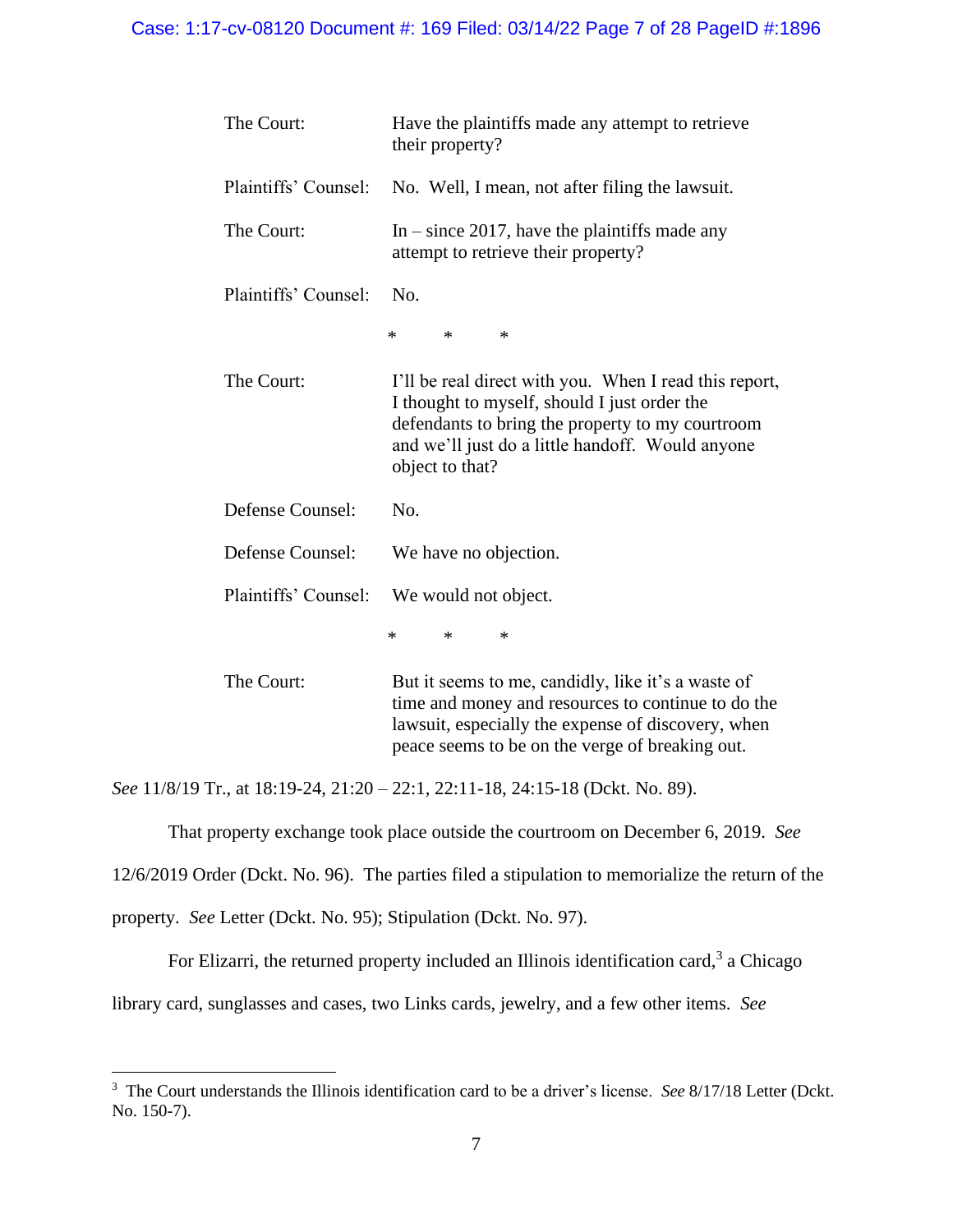| | |
|---|---|
| The Court: | Have the plaintiffs made any attempt to retrieve their property? |
| Plaintiffs' Counsel: | No. Well, I mean, not after filing the lawsuit. |
| The Court: | In – since 2017, have the plaintiffs made any attempt to retrieve their property? |
| Plaintiffs' Counsel: | No. |

\* \* \*

| | |
|---|---|
| The Court: | I'll be real direct with you. When I read this report, I thought to myself, should I just order the defendants to bring the property to my courtroom and we'll just do a little handoff. Would anyone object to that? |
| Defense Counsel: | No. |
| Defense Counsel: | We have no objection. |
| Plaintiffs' Counsel: | We would not object. |

\* \* \*

| | |
|---|---|
| The Court: | But it seems to me, candidly, like it's a waste of time and money and resources to continue to do the lawsuit, especially the expense of discovery, when peace seems to be on the verge of breaking out. |

*See* 11/8/19 Tr., at 18:19-24, 21:20 – 22:1, 22:11-18, 24:15-18 (Dckt. No. 89).

That property exchange took place outside the courtroom on December 6, 2019. *See* 12/6/2019 Order (Dckt. No. 96). The parties filed a stipulation to memorialize the return of the property. *See* Letter (Dckt. No. 95); Stipulation (Dckt. No. 97).

For Elizarri, the returned property included an Illinois identification card,[3] a Chicago library card, sunglasses and cases, two Links cards, jewelry, and a few other items. *See*

---

[3] The Court understands the Illinois identification card to be a driver's license. *See* 8/17/18 Letter (Dckt. No. 150-7).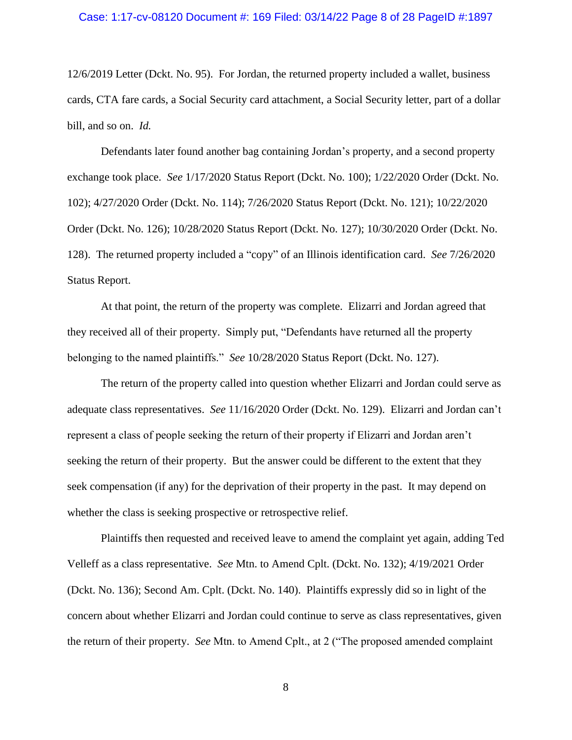12/6/2019 Letter (Dckt. No. 95). For Jordan, the returned property included a wallet, business cards, CTA fare cards, a Social Security card attachment, a Social Security letter, part of a dollar bill, and so on. *Id.*

Defendants later found another bag containing Jordan's property, and a second property exchange took place. *See* 1/17/2020 Status Report (Dckt. No. 100); 1/22/2020 Order (Dckt. No. 102); 4/27/2020 Order (Dckt. No. 114); 7/26/2020 Status Report (Dckt. No. 121); 10/22/2020 Order (Dckt. No. 126); 10/28/2020 Status Report (Dckt. No. 127); 10/30/2020 Order (Dckt. No. 128). The returned property included a "copy" of an Illinois identification card. *See* 7/26/2020 Status Report.

At that point, the return of the property was complete. Elizarri and Jordan agreed that they received all of their property. Simply put, "Defendants have returned all the property belonging to the named plaintiffs." *See* 10/28/2020 Status Report (Dckt. No. 127).

The return of the property called into question whether Elizarri and Jordan could serve as adequate class representatives. *See* 11/16/2020 Order (Dckt. No. 129). Elizarri and Jordan can't represent a class of people seeking the return of their property if Elizarri and Jordan aren't seeking the return of their property. But the answer could be different to the extent that they seek compensation (if any) for the deprivation of their property in the past. It may depend on whether the class is seeking prospective or retrospective relief.

Plaintiffs then requested and received leave to amend the complaint yet again, adding Ted Velleff as a class representative. *See* Mtn. to Amend Cplt. (Dckt. No. 132); 4/19/2021 Order (Dckt. No. 136); Second Am. Cplt. (Dckt. No. 140). Plaintiffs expressly did so in light of the concern about whether Elizarri and Jordan could continue to serve as class representatives, given the return of their property. *See* Mtn. to Amend Cplt., at 2 ("The proposed amended complaint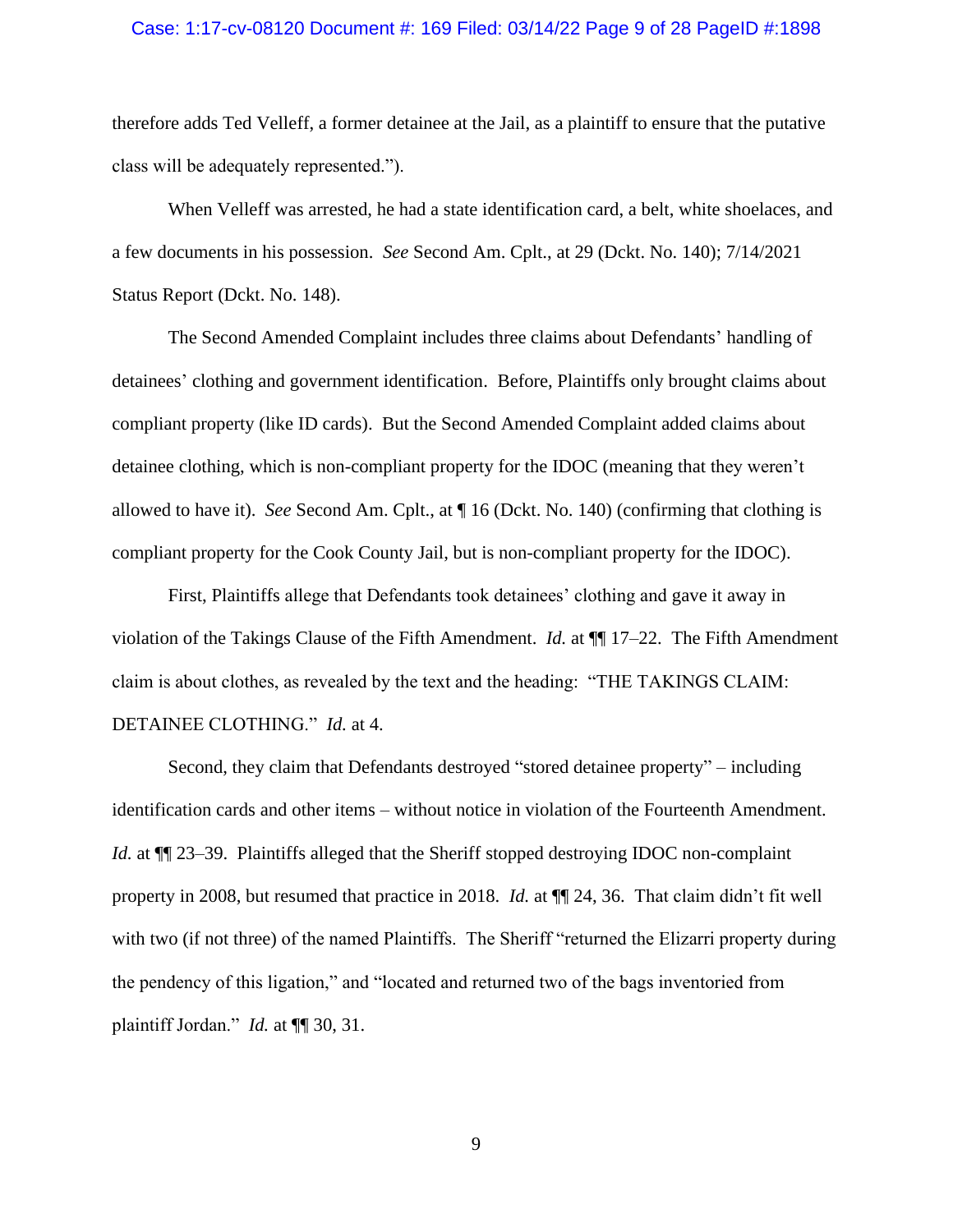therefore adds Ted Velleff, a former detainee at the Jail, as a plaintiff to ensure that the putative class will be adequately represented.").

When Velleff was arrested, he had a state identification card, a belt, white shoelaces, and a few documents in his possession. *See* Second Am. Cplt., at 29 (Dckt. No. 140); 7/14/2021 Status Report (Dckt. No. 148).

The Second Amended Complaint includes three claims about Defendants' handling of detainees' clothing and government identification. Before, Plaintiffs only brought claims about compliant property (like ID cards). But the Second Amended Complaint added claims about detainee clothing, which is non-compliant property for the IDOC (meaning that they weren't allowed to have it). *See* Second Am. Cplt., at ¶ 16 (Dckt. No. 140) (confirming that clothing is compliant property for the Cook County Jail, but is non-compliant property for the IDOC).

First, Plaintiffs allege that Defendants took detainees' clothing and gave it away in violation of the Takings Clause of the Fifth Amendment. *Id.* at ¶¶ 17–22. The Fifth Amendment claim is about clothes, as revealed by the text and the heading: "THE TAKINGS CLAIM: DETAINEE CLOTHING." *Id.* at 4.

Second, they claim that Defendants destroyed "stored detainee property" – including identification cards and other items – without notice in violation of the Fourteenth Amendment. *Id.* at ¶¶ 23–39. Plaintiffs alleged that the Sheriff stopped destroying IDOC non-complaint property in 2008, but resumed that practice in 2018. *Id.* at ¶¶ 24, 36. That claim didn't fit well with two (if not three) of the named Plaintiffs. The Sheriff "returned the Elizarri property during the pendency of this ligation," and "located and returned two of the bags inventoried from plaintiff Jordan." *Id.* at ¶¶ 30, 31.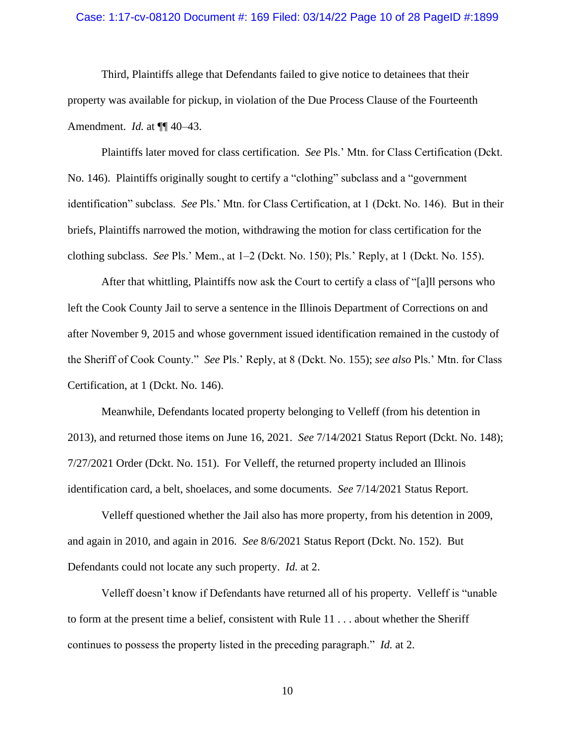Third, Plaintiffs allege that Defendants failed to give notice to detainees that their property was available for pickup, in violation of the Due Process Clause of the Fourteenth Amendment. *Id.* at ¶¶ 40–43.

Plaintiffs later moved for class certification. *See* Pls.' Mtn. for Class Certification (Dckt. No. 146). Plaintiffs originally sought to certify a "clothing" subclass and a "government identification" subclass. *See* Pls.' Mtn. for Class Certification, at 1 (Dckt. No. 146). But in their briefs, Plaintiffs narrowed the motion, withdrawing the motion for class certification for the clothing subclass. *See* Pls.' Mem., at 1–2 (Dckt. No. 150); Pls.' Reply, at 1 (Dckt. No. 155).

After that whittling, Plaintiffs now ask the Court to certify a class of "[a]ll persons who left the Cook County Jail to serve a sentence in the Illinois Department of Corrections on and after November 9, 2015 and whose government issued identification remained in the custody of the Sheriff of Cook County." *See* Pls.' Reply, at 8 (Dckt. No. 155); *see also* Pls.' Mtn. for Class Certification, at 1 (Dckt. No. 146).

Meanwhile, Defendants located property belonging to Velleff (from his detention in 2013), and returned those items on June 16, 2021. *See* 7/14/2021 Status Report (Dckt. No. 148); 7/27/2021 Order (Dckt. No. 151). For Velleff, the returned property included an Illinois identification card, a belt, shoelaces, and some documents. *See* 7/14/2021 Status Report.

Velleff questioned whether the Jail also has more property, from his detention in 2009, and again in 2010, and again in 2016. *See* 8/6/2021 Status Report (Dckt. No. 152). But Defendants could not locate any such property. *Id.* at 2.

Velleff doesn't know if Defendants have returned all of his property. Velleff is "unable to form at the present time a belief, consistent with Rule 11 . . . about whether the Sheriff continues to possess the property listed in the preceding paragraph." *Id.* at 2.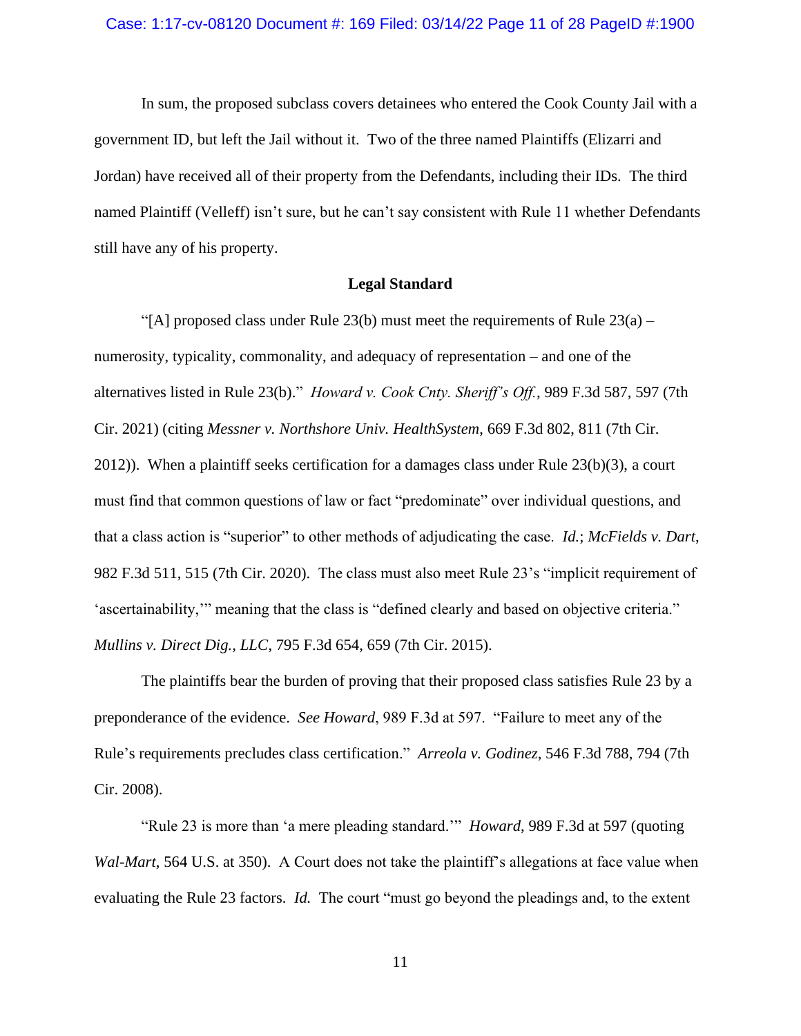In sum, the proposed subclass covers detainees who entered the Cook County Jail with a government ID, but left the Jail without it. Two of the three named Plaintiffs (Elizarri and Jordan) have received all of their property from the Defendants, including their IDs. The third named Plaintiff (Velleff) isn't sure, but he can't say consistent with Rule 11 whether Defendants still have any of his property.

**Legal Standard**

"[A] proposed class under Rule 23(b) must meet the requirements of Rule 23(a) – numerosity, typicality, commonality, and adequacy of representation – and one of the alternatives listed in Rule 23(b)." *Howard v. Cook Cnty. Sheriff's Off.*, 989 F.3d 587, 597 (7th Cir. 2021) (citing *Messner v. Northshore Univ. HealthSystem*, 669 F.3d 802, 811 (7th Cir. 2012)). When a plaintiff seeks certification for a damages class under Rule 23(b)(3), a court must find that common questions of law or fact "predominate" over individual questions, and that a class action is "superior" to other methods of adjudicating the case. *Id.*; *McFields v. Dart*, 982 F.3d 511, 515 (7th Cir. 2020). The class must also meet Rule 23's "implicit requirement of 'ascertainability,'" meaning that the class is "defined clearly and based on objective criteria." *Mullins v. Direct Dig., LLC*, 795 F.3d 654, 659 (7th Cir. 2015).

The plaintiffs bear the burden of proving that their proposed class satisfies Rule 23 by a preponderance of the evidence. *See Howard*, 989 F.3d at 597. "Failure to meet any of the Rule's requirements precludes class certification." *Arreola v. Godinez*, 546 F.3d 788, 794 (7th Cir. 2008).

"Rule 23 is more than 'a mere pleading standard.'" *Howard*, 989 F.3d at 597 (quoting *Wal-Mart*, 564 U.S. at 350). A Court does not take the plaintiff's allegations at face value when evaluating the Rule 23 factors. *Id.* The court "must go beyond the pleadings and, to the extent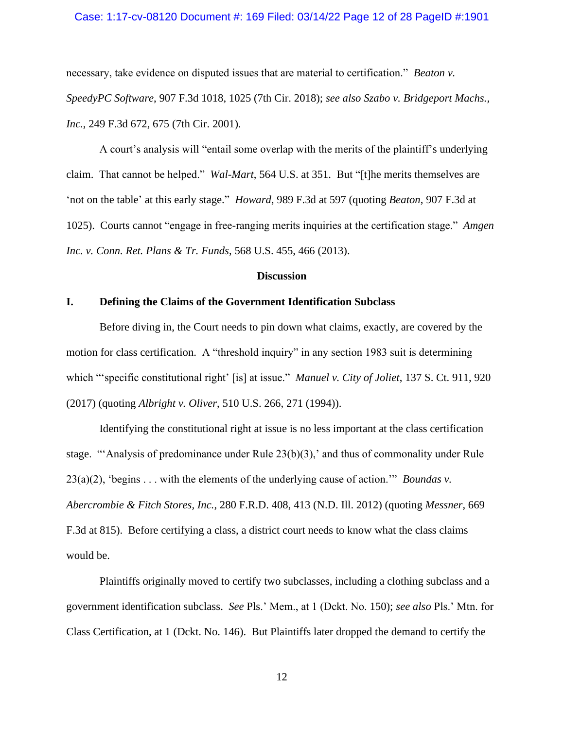necessary, take evidence on disputed issues that are material to certification." *Beaton v. SpeedyPC Software*, 907 F.3d 1018, 1025 (7th Cir. 2018); *see also Szabo v. Bridgeport Machs., Inc.*, 249 F.3d 672, 675 (7th Cir. 2001).

A court's analysis will "entail some overlap with the merits of the plaintiff's underlying claim. That cannot be helped." *Wal-Mart*, 564 U.S. at 351. But "[t]he merits themselves are 'not on the table' at this early stage." *Howard*, 989 F.3d at 597 (quoting *Beaton*, 907 F.3d at 1025). Courts cannot "engage in free-ranging merits inquiries at the certification stage." *Amgen Inc. v. Conn. Ret. Plans & Tr. Funds*, 568 U.S. 455, 466 (2013).

## Discussion

### I. Defining the Claims of the Government Identification Subclass

Before diving in, the Court needs to pin down what claims, exactly, are covered by the motion for class certification. A "threshold inquiry" in any section 1983 suit is determining which "'specific constitutional right' [is] at issue." *Manuel v. City of Joliet*, 137 S. Ct. 911, 920 (2017) (quoting *Albright v. Oliver*, 510 U.S. 266, 271 (1994)).

Identifying the constitutional right at issue is no less important at the class certification stage. "'Analysis of predominance under Rule 23(b)(3),' and thus of commonality under Rule 23(a)(2), 'begins . . . with the elements of the underlying cause of action.'" *Boundas v. Abercrombie & Fitch Stores, Inc.*, 280 F.R.D. 408, 413 (N.D. Ill. 2012) (quoting *Messner*, 669 F.3d at 815). Before certifying a class, a district court needs to know what the class claims would be.

Plaintiffs originally moved to certify two subclasses, including a clothing subclass and a government identification subclass. *See* Pls.' Mem., at 1 (Dckt. No. 150); *see also* Pls.' Mtn. for Class Certification, at 1 (Dckt. No. 146). But Plaintiffs later dropped the demand to certify the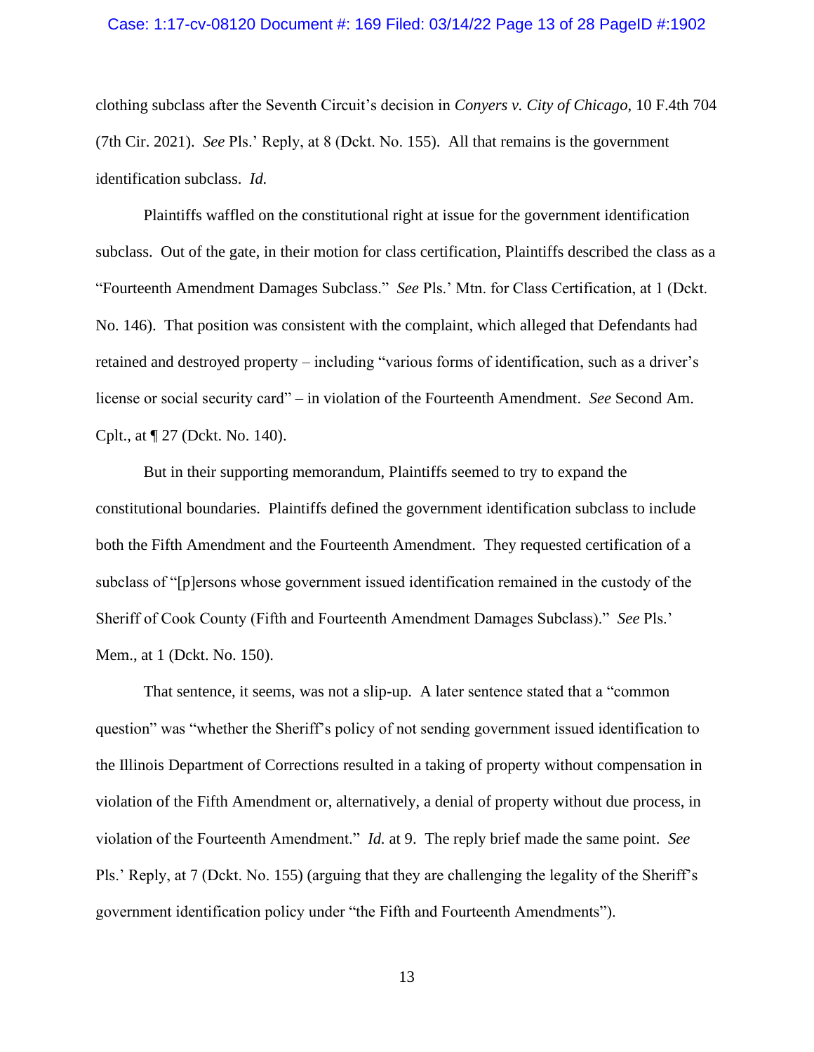clothing subclass after the Seventh Circuit's decision in *Conyers v. City of Chicago*, 10 F.4th 704 (7th Cir. 2021). *See* Pls.' Reply, at 8 (Dckt. No. 155). All that remains is the government identification subclass. *Id.*

Plaintiffs waffled on the constitutional right at issue for the government identification subclass. Out of the gate, in their motion for class certification, Plaintiffs described the class as a "Fourteenth Amendment Damages Subclass." *See* Pls.' Mtn. for Class Certification, at 1 (Dckt. No. 146). That position was consistent with the complaint, which alleged that Defendants had retained and destroyed property – including "various forms of identification, such as a driver's license or social security card" – in violation of the Fourteenth Amendment. *See* Second Am. Cplt., at ¶ 27 (Dckt. No. 140).

But in their supporting memorandum, Plaintiffs seemed to try to expand the constitutional boundaries. Plaintiffs defined the government identification subclass to include both the Fifth Amendment and the Fourteenth Amendment. They requested certification of a subclass of "[p]ersons whose government issued identification remained in the custody of the Sheriff of Cook County (Fifth and Fourteenth Amendment Damages Subclass)." *See* Pls.' Mem., at 1 (Dckt. No. 150).

That sentence, it seems, was not a slip-up. A later sentence stated that a "common question" was "whether the Sheriff's policy of not sending government issued identification to the Illinois Department of Corrections resulted in a taking of property without compensation in violation of the Fifth Amendment or, alternatively, a denial of property without due process, in violation of the Fourteenth Amendment." *Id.* at 9. The reply brief made the same point. *See* Pls.' Reply, at 7 (Dckt. No. 155) (arguing that they are challenging the legality of the Sheriff's government identification policy under "the Fifth and Fourteenth Amendments").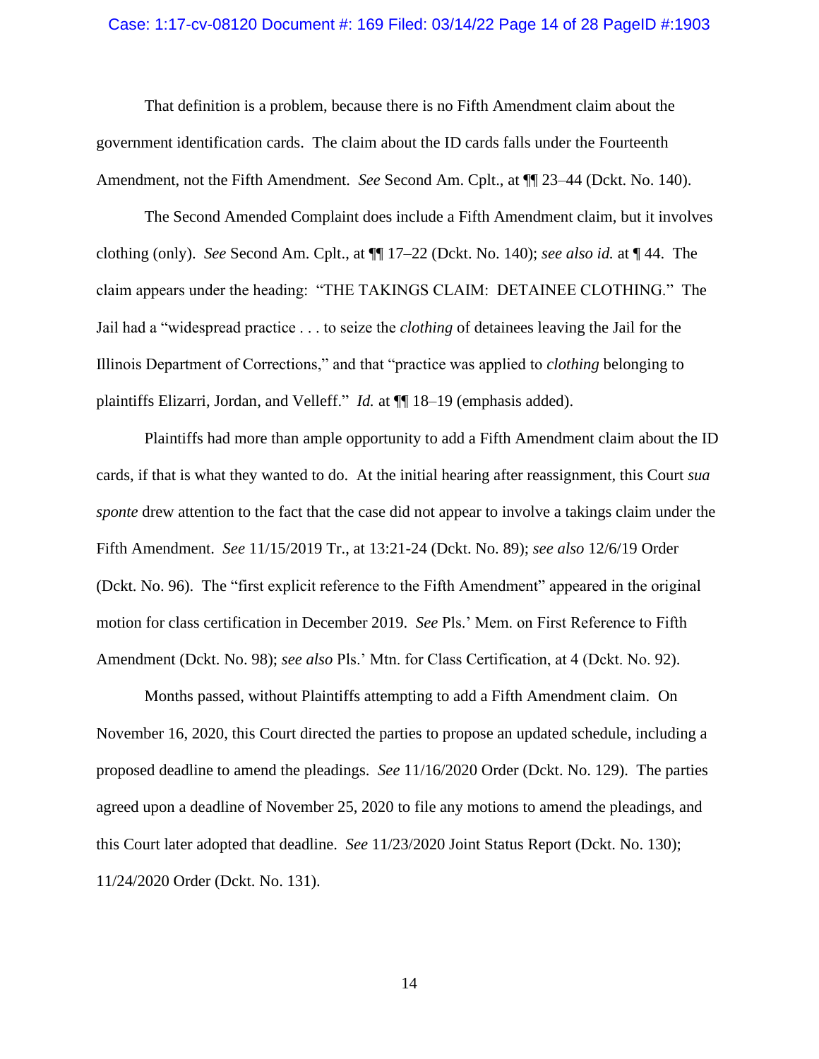That definition is a problem, because there is no Fifth Amendment claim about the government identification cards. The claim about the ID cards falls under the Fourteenth Amendment, not the Fifth Amendment. *See* Second Am. Cplt., at ¶¶ 23–44 (Dckt. No. 140).

The Second Amended Complaint does include a Fifth Amendment claim, but it involves clothing (only). *See* Second Am. Cplt., at ¶¶ 17–22 (Dckt. No. 140); *see also id.* at ¶ 44. The claim appears under the heading: "THE TAKINGS CLAIM: DETAINEE CLOTHING." The Jail had a "widespread practice . . . to seize the *clothing* of detainees leaving the Jail for the Illinois Department of Corrections," and that "practice was applied to *clothing* belonging to plaintiffs Elizarri, Jordan, and Velleff." *Id.* at ¶¶ 18–19 (emphasis added).

Plaintiffs had more than ample opportunity to add a Fifth Amendment claim about the ID cards, if that is what they wanted to do. At the initial hearing after reassignment, this Court *sua sponte* drew attention to the fact that the case did not appear to involve a takings claim under the Fifth Amendment. *See* 11/15/2019 Tr., at 13:21-24 (Dckt. No. 89); *see also* 12/6/19 Order (Dckt. No. 96). The "first explicit reference to the Fifth Amendment" appeared in the original motion for class certification in December 2019. *See* Pls.' Mem. on First Reference to Fifth Amendment (Dckt. No. 98); *see also* Pls.' Mtn. for Class Certification, at 4 (Dckt. No. 92).

Months passed, without Plaintiffs attempting to add a Fifth Amendment claim. On November 16, 2020, this Court directed the parties to propose an updated schedule, including a proposed deadline to amend the pleadings. *See* 11/16/2020 Order (Dckt. No. 129). The parties agreed upon a deadline of November 25, 2020 to file any motions to amend the pleadings, and this Court later adopted that deadline. *See* 11/23/2020 Joint Status Report (Dckt. No. 130); 11/24/2020 Order (Dckt. No. 131).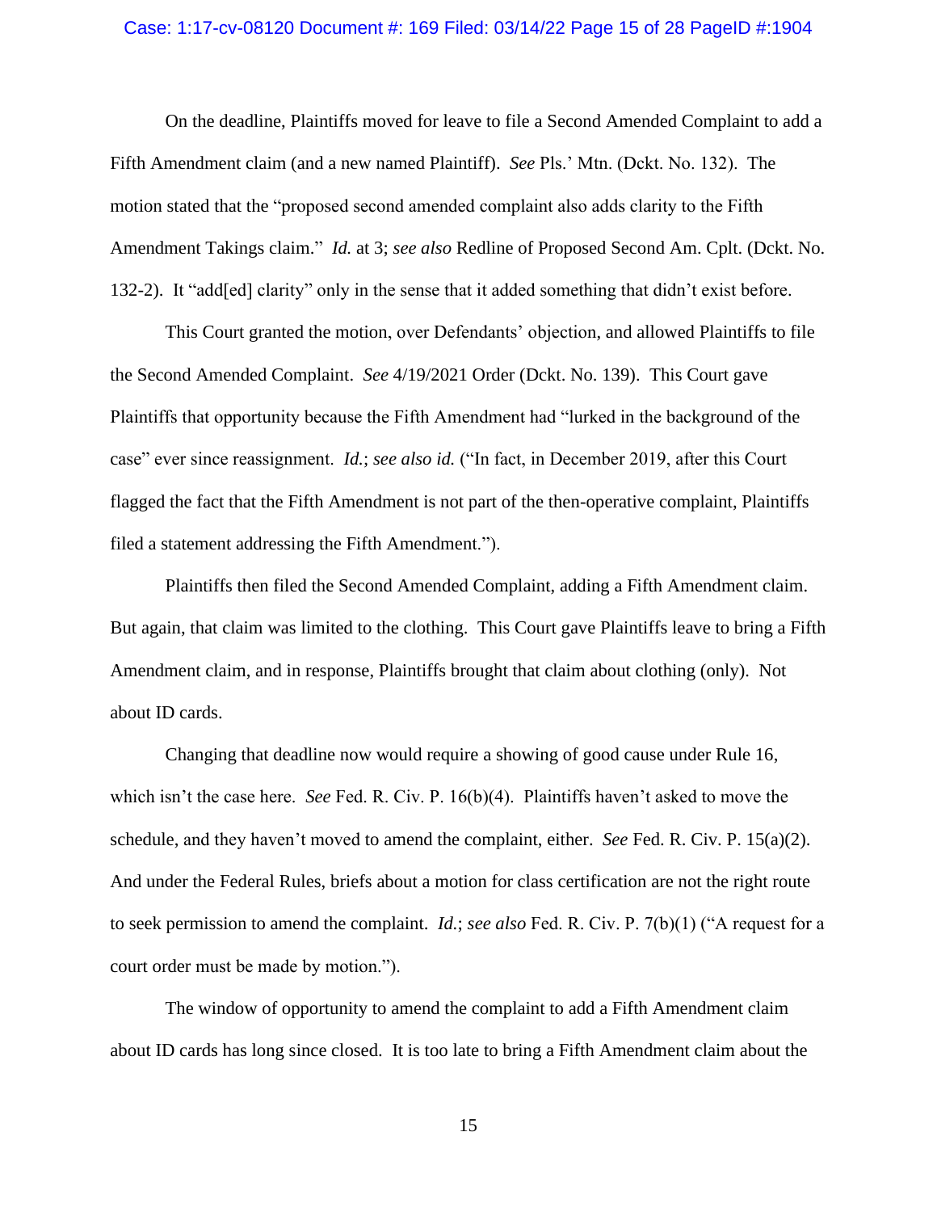On the deadline, Plaintiffs moved for leave to file a Second Amended Complaint to add a Fifth Amendment claim (and a new named Plaintiff). *See* Pls.' Mtn. (Dckt. No. 132). The motion stated that the "proposed second amended complaint also adds clarity to the Fifth Amendment Takings claim." *Id.* at 3; *see also* Redline of Proposed Second Am. Cplt. (Dckt. No. 132-2). It "add[ed] clarity" only in the sense that it added something that didn't exist before.

This Court granted the motion, over Defendants' objection, and allowed Plaintiffs to file the Second Amended Complaint. *See* 4/19/2021 Order (Dckt. No. 139). This Court gave Plaintiffs that opportunity because the Fifth Amendment had "lurked in the background of the case" ever since reassignment. *Id.*; *see also id.* ("In fact, in December 2019, after this Court flagged the fact that the Fifth Amendment is not part of the then-operative complaint, Plaintiffs filed a statement addressing the Fifth Amendment.").

Plaintiffs then filed the Second Amended Complaint, adding a Fifth Amendment claim. But again, that claim was limited to the clothing. This Court gave Plaintiffs leave to bring a Fifth Amendment claim, and in response, Plaintiffs brought that claim about clothing (only). Not about ID cards.

Changing that deadline now would require a showing of good cause under Rule 16, which isn't the case here. *See* Fed. R. Civ. P. 16(b)(4). Plaintiffs haven't asked to move the schedule, and they haven't moved to amend the complaint, either. *See* Fed. R. Civ. P. 15(a)(2). And under the Federal Rules, briefs about a motion for class certification are not the right route to seek permission to amend the complaint. *Id.*; *see also* Fed. R. Civ. P. 7(b)(1) ("A request for a court order must be made by motion.").

The window of opportunity to amend the complaint to add a Fifth Amendment claim about ID cards has long since closed. It is too late to bring a Fifth Amendment claim about the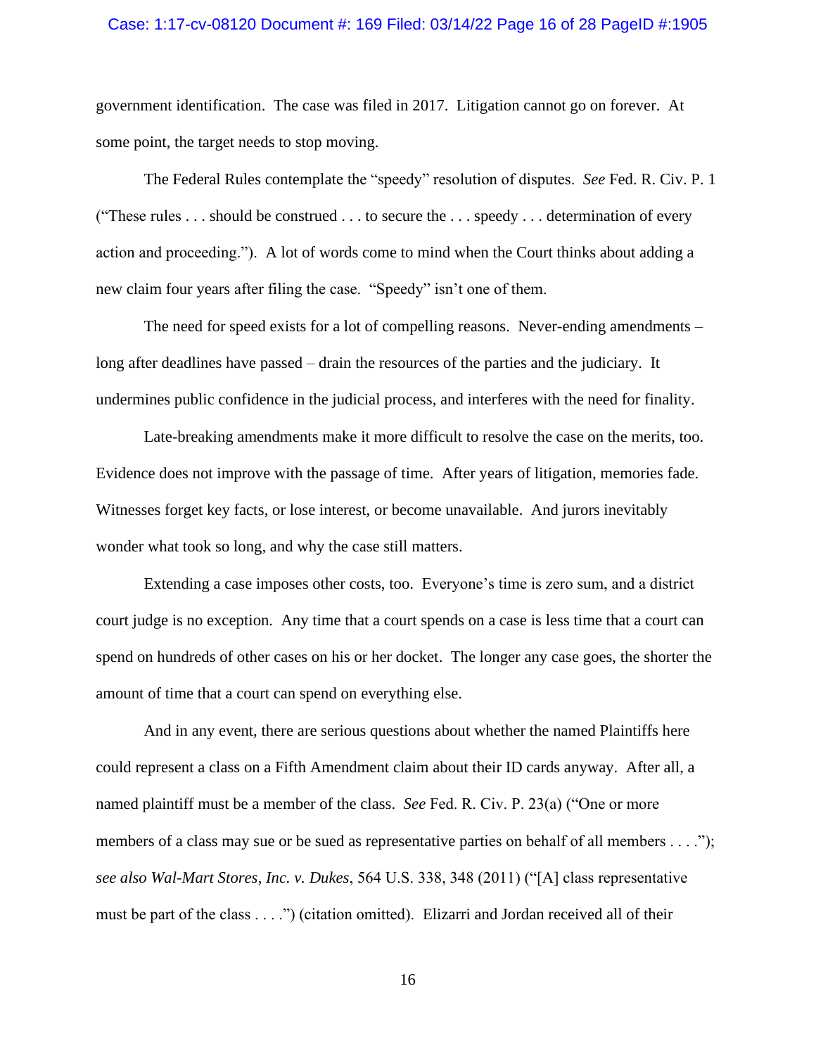government identification. The case was filed in 2017. Litigation cannot go on forever. At some point, the target needs to stop moving.

The Federal Rules contemplate the "speedy" resolution of disputes. *See* Fed. R. Civ. P. 1 ("These rules . . . should be construed . . . to secure the . . . speedy . . . determination of every action and proceeding."). A lot of words come to mind when the Court thinks about adding a new claim four years after filing the case. "Speedy" isn't one of them.

The need for speed exists for a lot of compelling reasons. Never-ending amendments – long after deadlines have passed – drain the resources of the parties and the judiciary. It undermines public confidence in the judicial process, and interferes with the need for finality.

Late-breaking amendments make it more difficult to resolve the case on the merits, too. Evidence does not improve with the passage of time. After years of litigation, memories fade. Witnesses forget key facts, or lose interest, or become unavailable. And jurors inevitably wonder what took so long, and why the case still matters.

Extending a case imposes other costs, too. Everyone's time is zero sum, and a district court judge is no exception. Any time that a court spends on a case is less time that a court can spend on hundreds of other cases on his or her docket. The longer any case goes, the shorter the amount of time that a court can spend on everything else.

And in any event, there are serious questions about whether the named Plaintiffs here could represent a class on a Fifth Amendment claim about their ID cards anyway. After all, a named plaintiff must be a member of the class. *See* Fed. R. Civ. P. 23(a) ("One or more members of a class may sue or be sued as representative parties on behalf of all members . . . ."); *see also Wal-Mart Stores, Inc. v. Dukes*, 564 U.S. 338, 348 (2011) ("[A] class representative must be part of the class . . . .") (citation omitted). Elizarri and Jordan received all of their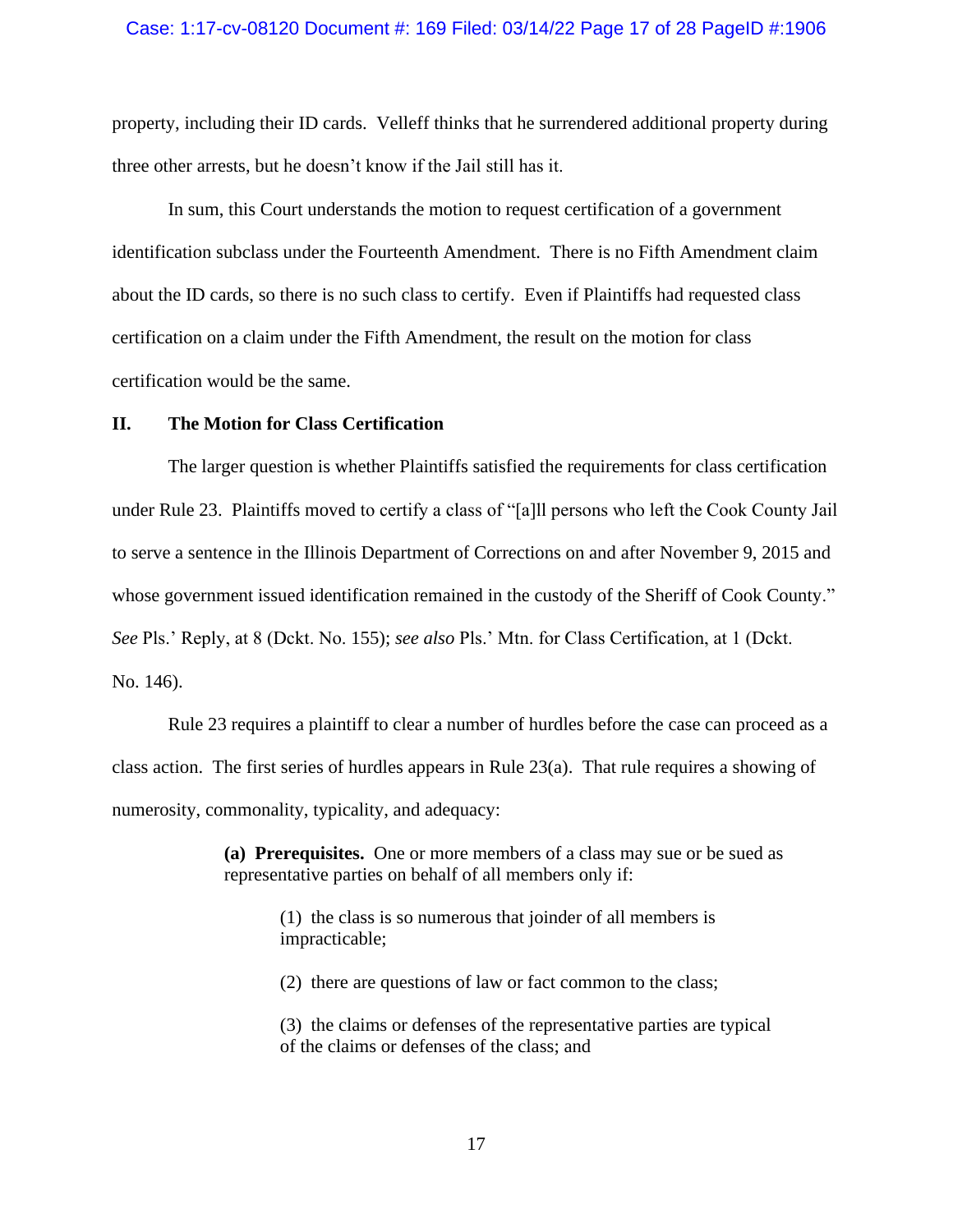property, including their ID cards. Velleff thinks that he surrendered additional property during three other arrests, but he doesn't know if the Jail still has it.

In sum, this Court understands the motion to request certification of a government identification subclass under the Fourteenth Amendment. There is no Fifth Amendment claim about the ID cards, so there is no such class to certify. Even if Plaintiffs had requested class certification on a claim under the Fifth Amendment, the result on the motion for class certification would be the same.

## II. The Motion for Class Certification

The larger question is whether Plaintiffs satisfied the requirements for class certification under Rule 23. Plaintiffs moved to certify a class of "[a]ll persons who left the Cook County Jail to serve a sentence in the Illinois Department of Corrections on and after November 9, 2015 and whose government issued identification remained in the custody of the Sheriff of Cook County." *See* Pls.' Reply, at 8 (Dckt. No. 155); *see also* Pls.' Mtn. for Class Certification, at 1 (Dckt. No. 146).

Rule 23 requires a plaintiff to clear a number of hurdles before the case can proceed as a class action. The first series of hurdles appears in Rule 23(a). That rule requires a showing of numerosity, commonality, typicality, and adequacy:

> **(a) Prerequisites.** One or more members of a class may sue or be sued as representative parties on behalf of all members only if:
>
> > (1) the class is so numerous that joinder of all members is impracticable;
> >
> > (2) there are questions of law or fact common to the class;
> >
> > (3) the claims or defenses of the representative parties are typical of the claims or defenses of the class; and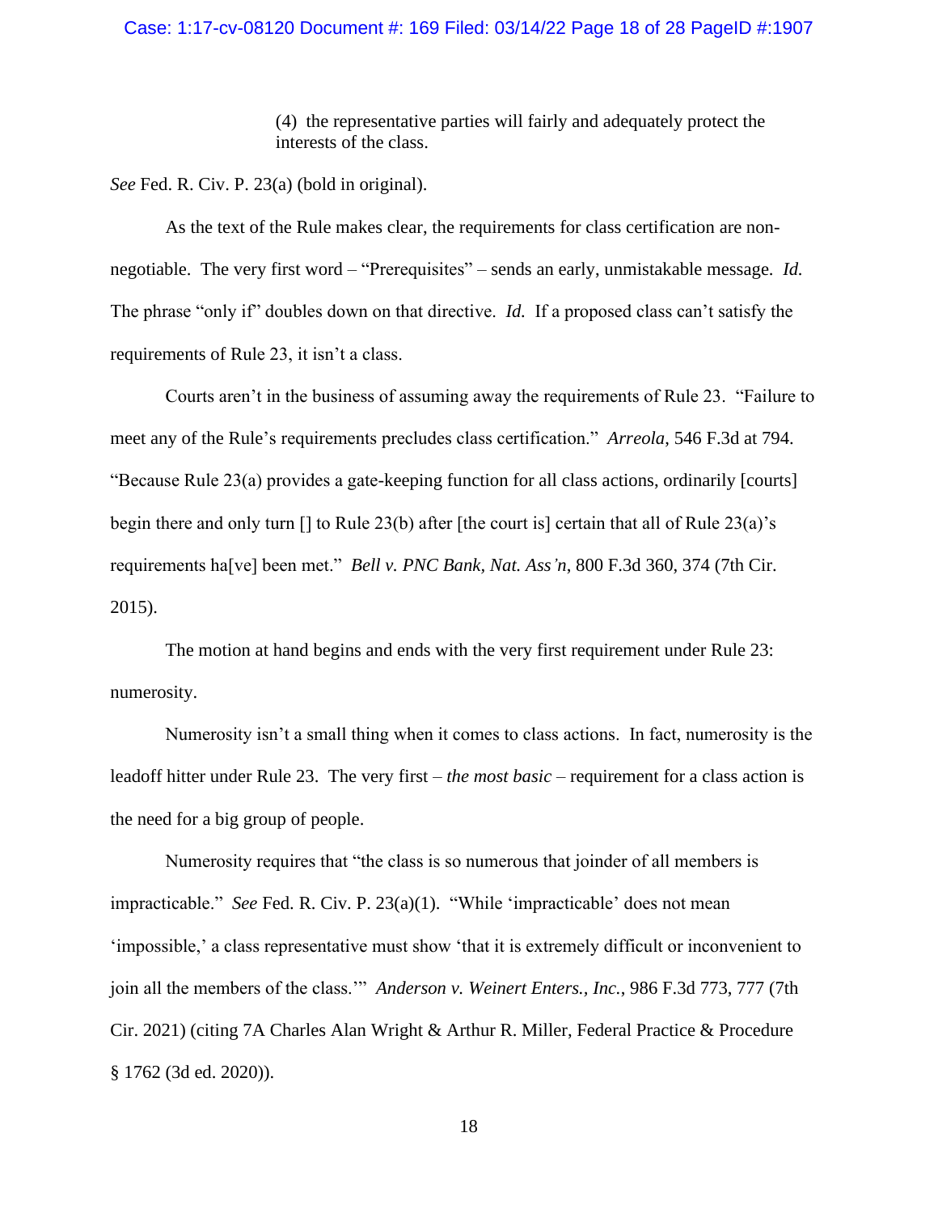> (4) the representative parties will fairly and adequately protect the interests of the class.

*See* Fed. R. Civ. P. 23(a) (bold in original).

As the text of the Rule makes clear, the requirements for class certification are non-negotiable. The very first word – "Prerequisites" – sends an early, unmistakable message. *Id.* The phrase "only if" doubles down on that directive. *Id.* If a proposed class can't satisfy the requirements of Rule 23, it isn't a class.

Courts aren't in the business of assuming away the requirements of Rule 23. "Failure to meet any of the Rule's requirements precludes class certification." *Arreola*, 546 F.3d at 794. "Because Rule 23(a) provides a gate-keeping function for all class actions, ordinarily [courts] begin there and only turn [] to Rule 23(b) after [the court is] certain that all of Rule 23(a)'s requirements ha[ve] been met." *Bell v. PNC Bank, Nat. Ass'n*, 800 F.3d 360, 374 (7th Cir. 2015).

The motion at hand begins and ends with the very first requirement under Rule 23: numerosity.

Numerosity isn't a small thing when it comes to class actions. In fact, numerosity is the leadoff hitter under Rule 23. The very first – *the most basic* – requirement for a class action is the need for a big group of people.

Numerosity requires that "the class is so numerous that joinder of all members is impracticable." *See* Fed. R. Civ. P. 23(a)(1). "While 'impracticable' does not mean 'impossible,' a class representative must show 'that it is extremely difficult or inconvenient to join all the members of the class.'" *Anderson v. Weinert Enters., Inc.*, 986 F.3d 773, 777 (7th Cir. 2021) (citing 7A Charles Alan Wright & Arthur R. Miller, Federal Practice & Procedure § 1762 (3d ed. 2020)).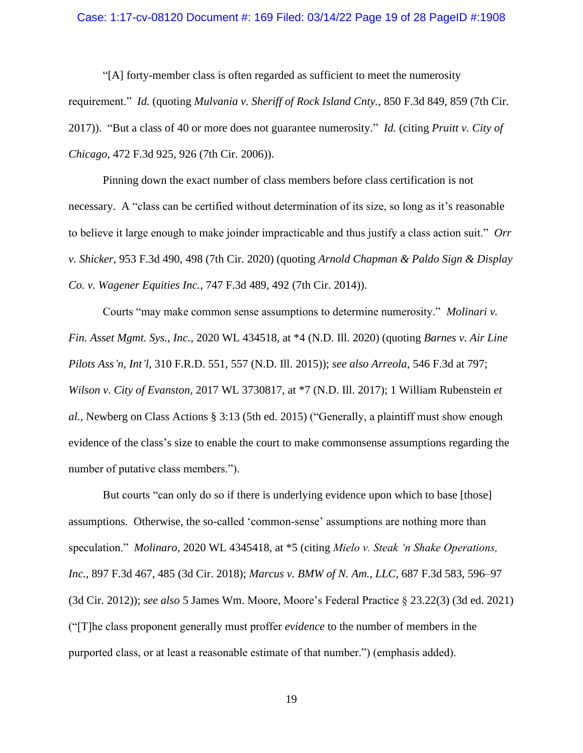"[A] forty-member class is often regarded as sufficient to meet the numerosity requirement." *Id.* (quoting *Mulvania v. Sheriff of Rock Island Cnty.*, 850 F.3d 849, 859 (7th Cir. 2017)). "But a class of 40 or more does not guarantee numerosity." *Id.* (citing *Pruitt v. City of Chicago*, 472 F.3d 925, 926 (7th Cir. 2006)).

Pinning down the exact number of class members before class certification is not necessary. A "class can be certified without determination of its size, so long as it's reasonable to believe it large enough to make joinder impracticable and thus justify a class action suit." *Orr v. Shicker*, 953 F.3d 490, 498 (7th Cir. 2020) (quoting *Arnold Chapman & Paldo Sign & Display Co. v. Wagener Equities Inc.*, 747 F.3d 489, 492 (7th Cir. 2014)).

Courts "may make common sense assumptions to determine numerosity." *Molinari v. Fin. Asset Mgmt. Sys., Inc.*, 2020 WL 434518, at *4 (N.D. Ill. 2020) (quoting *Barnes v. Air Line Pilots Ass'n, Int'l*, 310 F.R.D. 551, 557 (N.D. Ill. 2015)); *see also Arreola*, 546 F.3d at 797; *Wilson v. City of Evanston*, 2017 WL 3730817, at *7 (N.D. Ill. 2017); 1 William Rubenstein *et al.*, Newberg on Class Actions § 3:13 (5th ed. 2015) ("Generally, a plaintiff must show enough evidence of the class's size to enable the court to make commonsense assumptions regarding the number of putative class members.").

But courts "can only do so if there is underlying evidence upon which to base [those] assumptions. Otherwise, the so-called 'common-sense' assumptions are nothing more than speculation." *Molinaro*, 2020 WL 4345418, at *5 (citing *Mielo v. Steak 'n Shake Operations, Inc.*, 897 F.3d 467, 485 (3d Cir. 2018); *Marcus v. BMW of N. Am., LLC*, 687 F.3d 583, 596–97 (3d Cir. 2012)); *see also* 5 James Wm. Moore, Moore's Federal Practice § 23.22(3) (3d ed. 2021) ("[T]he class proponent generally must proffer *evidence* to the number of members in the purported class, or at least a reasonable estimate of that number.") (emphasis added).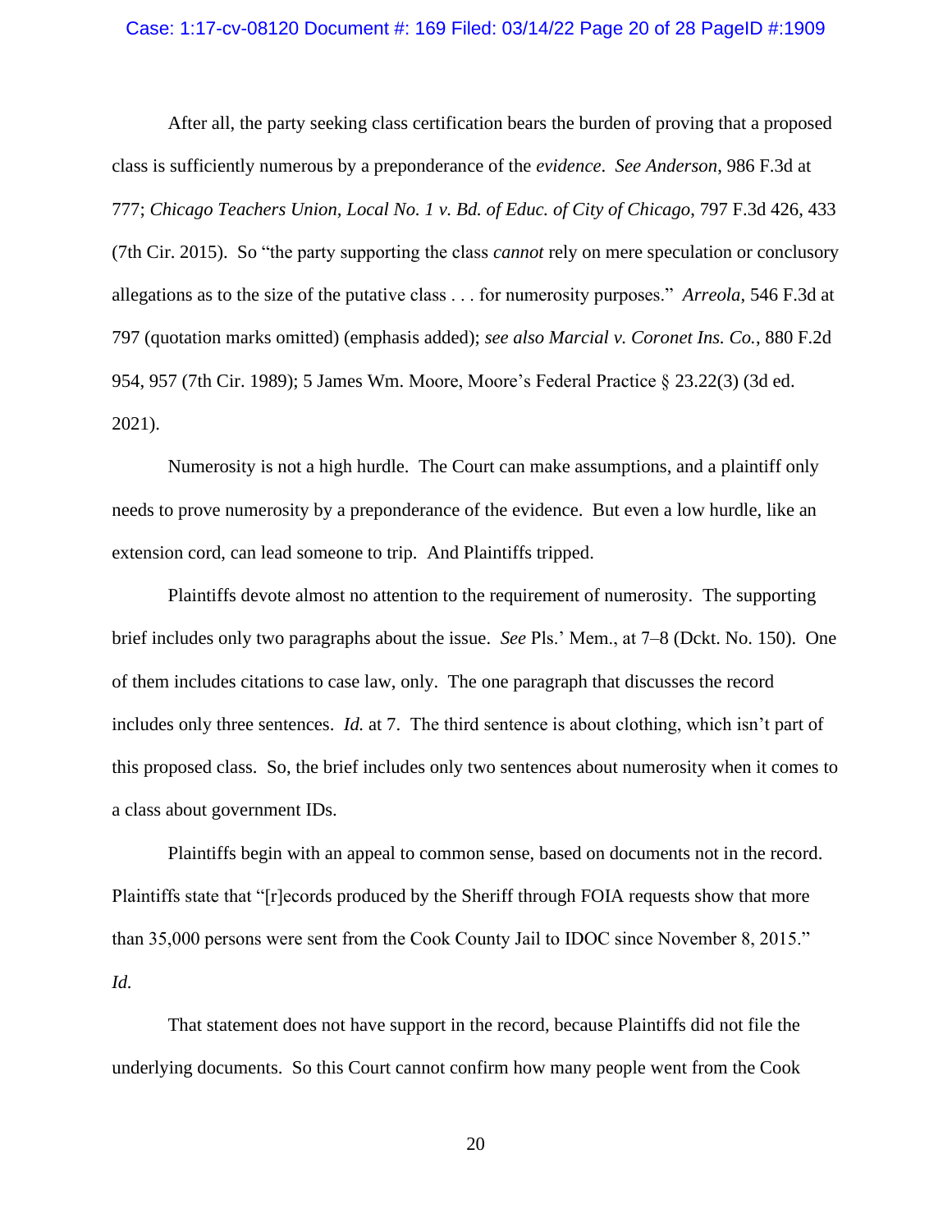After all, the party seeking class certification bears the burden of proving that a proposed class is sufficiently numerous by a preponderance of the *evidence*. *See Anderson*, 986 F.3d at 777; *Chicago Teachers Union, Local No. 1 v. Bd. of Educ. of City of Chicago*, 797 F.3d 426, 433 (7th Cir. 2015). So "the party supporting the class *cannot* rely on mere speculation or conclusory allegations as to the size of the putative class . . . for numerosity purposes." *Arreola*, 546 F.3d at 797 (quotation marks omitted) (emphasis added); *see also Marcial v. Coronet Ins. Co.*, 880 F.2d 954, 957 (7th Cir. 1989); 5 James Wm. Moore, Moore's Federal Practice § 23.22(3) (3d ed. 2021).

Numerosity is not a high hurdle. The Court can make assumptions, and a plaintiff only needs to prove numerosity by a preponderance of the evidence. But even a low hurdle, like an extension cord, can lead someone to trip. And Plaintiffs tripped.

Plaintiffs devote almost no attention to the requirement of numerosity. The supporting brief includes only two paragraphs about the issue. *See* Pls.' Mem., at 7–8 (Dckt. No. 150). One of them includes citations to case law, only. The one paragraph that discusses the record includes only three sentences. *Id.* at 7. The third sentence is about clothing, which isn't part of this proposed class. So, the brief includes only two sentences about numerosity when it comes to a class about government IDs.

Plaintiffs begin with an appeal to common sense, based on documents not in the record. Plaintiffs state that "[r]ecords produced by the Sheriff through FOIA requests show that more than 35,000 persons were sent from the Cook County Jail to IDOC since November 8, 2015." *Id.*

That statement does not have support in the record, because Plaintiffs did not file the underlying documents. So this Court cannot confirm how many people went from the Cook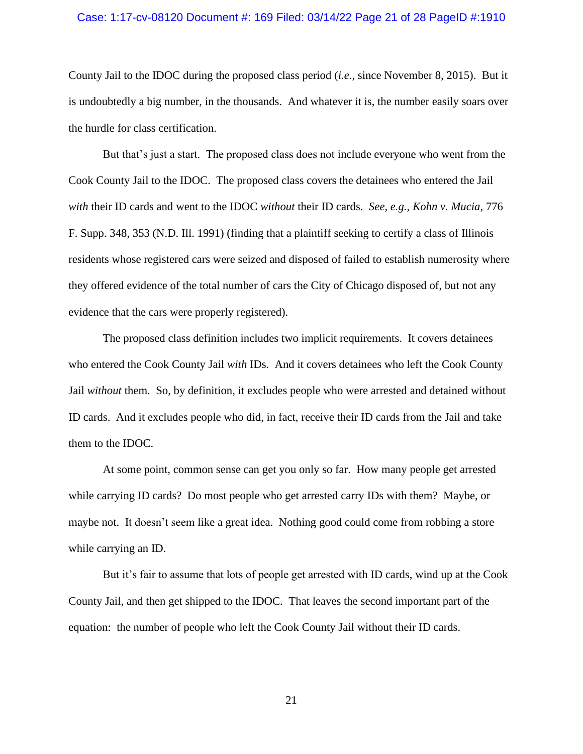County Jail to the IDOC during the proposed class period (*i.e.*, since November 8, 2015). But it is undoubtedly a big number, in the thousands. And whatever it is, the number easily soars over the hurdle for class certification.

But that's just a start. The proposed class does not include everyone who went from the Cook County Jail to the IDOC. The proposed class covers the detainees who entered the Jail *with* their ID cards and went to the IDOC *without* their ID cards. *See, e.g.*, *Kohn v. Mucia*, 776 F. Supp. 348, 353 (N.D. Ill. 1991) (finding that a plaintiff seeking to certify a class of Illinois residents whose registered cars were seized and disposed of failed to establish numerosity where they offered evidence of the total number of cars the City of Chicago disposed of, but not any evidence that the cars were properly registered).

The proposed class definition includes two implicit requirements. It covers detainees who entered the Cook County Jail *with* IDs. And it covers detainees who left the Cook County Jail *without* them. So, by definition, it excludes people who were arrested and detained without ID cards. And it excludes people who did, in fact, receive their ID cards from the Jail and take them to the IDOC.

At some point, common sense can get you only so far. How many people get arrested while carrying ID cards? Do most people who get arrested carry IDs with them? Maybe, or maybe not. It doesn't seem like a great idea. Nothing good could come from robbing a store while carrying an ID.

But it's fair to assume that lots of people get arrested with ID cards, wind up at the Cook County Jail, and then get shipped to the IDOC. That leaves the second important part of the equation: the number of people who left the Cook County Jail without their ID cards.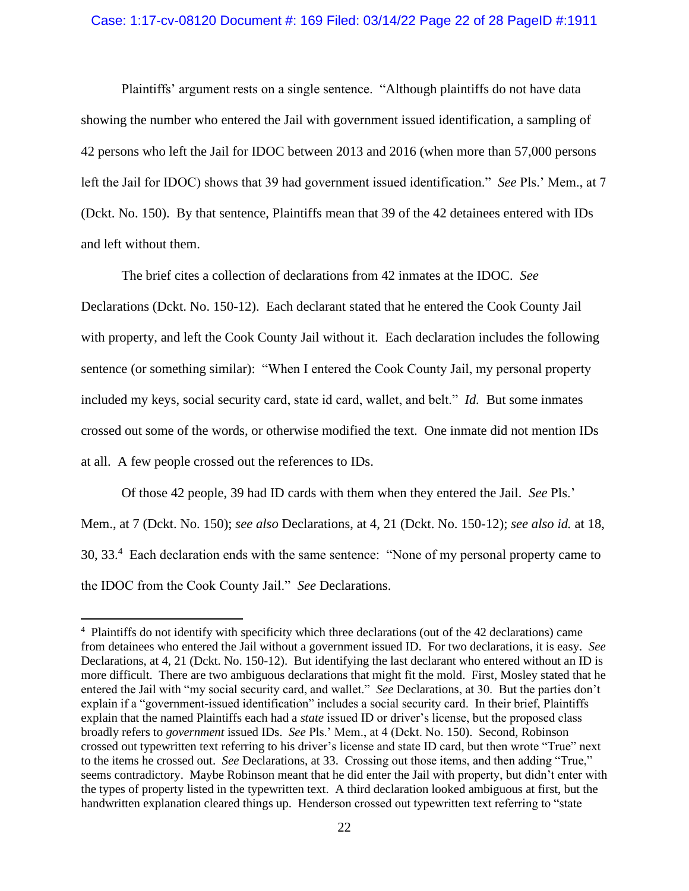Plaintiffs' argument rests on a single sentence. "Although plaintiffs do not have data showing the number who entered the Jail with government issued identification, a sampling of 42 persons who left the Jail for IDOC between 2013 and 2016 (when more than 57,000 persons left the Jail for IDOC) shows that 39 had government issued identification." *See* Pls.' Mem., at 7 (Dckt. No. 150). By that sentence, Plaintiffs mean that 39 of the 42 detainees entered with IDs and left without them.

The brief cites a collection of declarations from 42 inmates at the IDOC. *See* Declarations (Dckt. No. 150-12). Each declarant stated that he entered the Cook County Jail with property, and left the Cook County Jail without it. Each declaration includes the following sentence (or something similar): "When I entered the Cook County Jail, my personal property included my keys, social security card, state id card, wallet, and belt." *Id.* But some inmates crossed out some of the words, or otherwise modified the text. One inmate did not mention IDs at all. A few people crossed out the references to IDs.

Of those 42 people, 39 had ID cards with them when they entered the Jail. *See* Pls.' Mem., at 7 (Dckt. No. 150); *see also* Declarations, at 4, 21 (Dckt. No. 150-12); *see also id.* at 18, 30, 33.[4] Each declaration ends with the same sentence: "None of my personal property came to the IDOC from the Cook County Jail." *See* Declarations.

---

[4] Plaintiffs do not identify with specificity which three declarations (out of the 42 declarations) came from detainees who entered the Jail without a government issued ID. For two declarations, it is easy. *See* Declarations, at 4, 21 (Dckt. No. 150-12). But identifying the last declarant who entered without an ID is more difficult. There are two ambiguous declarations that might fit the mold. First, Mosley stated that he entered the Jail with "my social security card, and wallet." *See* Declarations, at 30. But the parties don't explain if a "government-issued identification" includes a social security card. In their brief, Plaintiffs explain that the named Plaintiffs each had a *state* issued ID or driver's license, but the proposed class broadly refers to *government* issued IDs. *See* Pls.' Mem., at 4 (Dckt. No. 150). Second, Robinson crossed out typewritten text referring to his driver's license and state ID card, but then wrote "True" next to the items he crossed out. *See* Declarations, at 33. Crossing out those items, and then adding "True," seems contradictory. Maybe Robinson meant that he did enter the Jail with property, but didn't enter with the types of property listed in the typewritten text. A third declaration looked ambiguous at first, but the handwritten explanation cleared things up. Henderson crossed out typewritten text referring to "state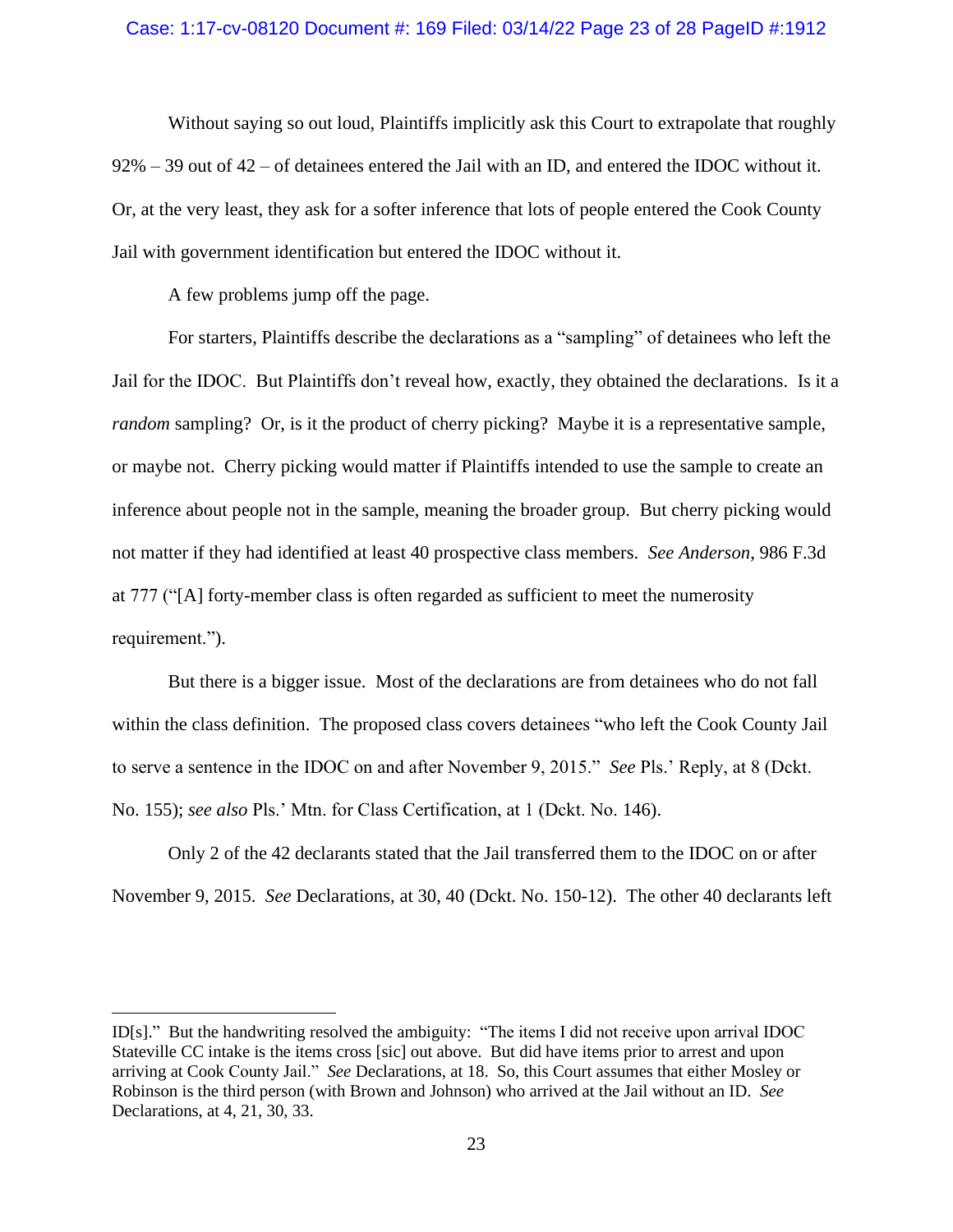Without saying so out loud, Plaintiffs implicitly ask this Court to extrapolate that roughly 92% – 39 out of 42 – of detainees entered the Jail with an ID, and entered the IDOC without it. Or, at the very least, they ask for a softer inference that lots of people entered the Cook County Jail with government identification but entered the IDOC without it.

A few problems jump off the page.

For starters, Plaintiffs describe the declarations as a "sampling" of detainees who left the Jail for the IDOC. But Plaintiffs don't reveal how, exactly, they obtained the declarations. Is it a *random* sampling? Or, is it the product of cherry picking? Maybe it is a representative sample, or maybe not. Cherry picking would matter if Plaintiffs intended to use the sample to create an inference about people not in the sample, meaning the broader group. But cherry picking would not matter if they had identified at least 40 prospective class members. *See Anderson*, 986 F.3d at 777 ("[A] forty-member class is often regarded as sufficient to meet the numerosity requirement.").

But there is a bigger issue. Most of the declarations are from detainees who do not fall within the class definition. The proposed class covers detainees "who left the Cook County Jail to serve a sentence in the IDOC on and after November 9, 2015." *See* Pls.' Reply, at 8 (Dckt. No. 155); *see also* Pls.' Mtn. for Class Certification, at 1 (Dckt. No. 146).

Only 2 of the 42 declarants stated that the Jail transferred them to the IDOC on or after November 9, 2015. *See* Declarations, at 30, 40 (Dckt. No. 150-12). The other 40 declarants left

---

ID[s]." But the handwriting resolved the ambiguity: "The items I did not receive upon arrival IDOC Stateville CC intake is the items cross [sic] out above. But did have items prior to arrest and upon arriving at Cook County Jail." *See* Declarations, at 18. So, this Court assumes that either Mosley or Robinson is the third person (with Brown and Johnson) who arrived at the Jail without an ID. *See* Declarations, at 4, 21, 30, 33.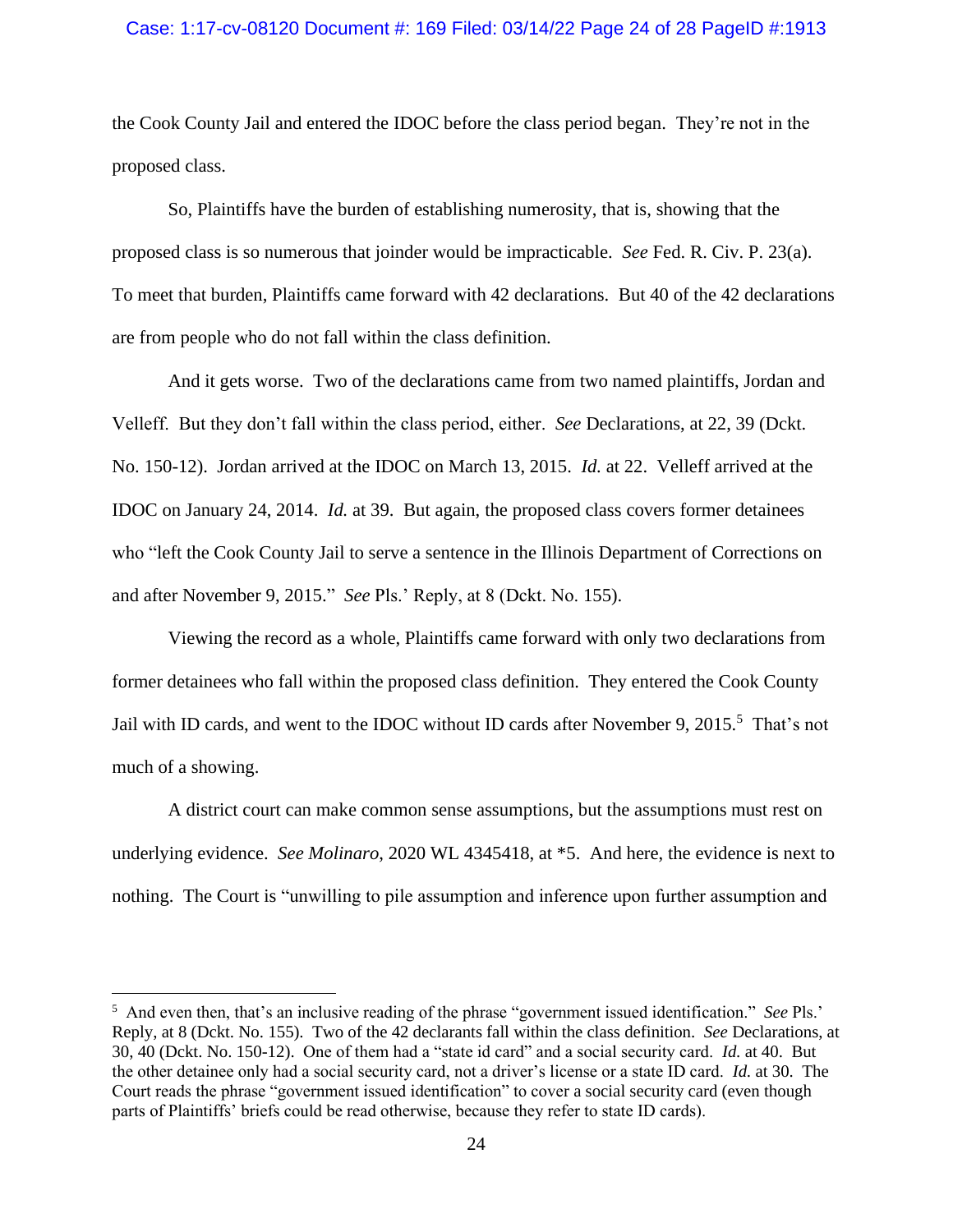the Cook County Jail and entered the IDOC before the class period began. They're not in the proposed class.

So, Plaintiffs have the burden of establishing numerosity, that is, showing that the proposed class is so numerous that joinder would be impracticable. *See* Fed. R. Civ. P. 23(a). To meet that burden, Plaintiffs came forward with 42 declarations. But 40 of the 42 declarations are from people who do not fall within the class definition.

And it gets worse. Two of the declarations came from two named plaintiffs, Jordan and Velleff. But they don't fall within the class period, either. *See* Declarations, at 22, 39 (Dckt. No. 150-12). Jordan arrived at the IDOC on March 13, 2015. *Id.* at 22. Velleff arrived at the IDOC on January 24, 2014. *Id.* at 39. But again, the proposed class covers former detainees who "left the Cook County Jail to serve a sentence in the Illinois Department of Corrections on and after November 9, 2015." *See* Pls.' Reply, at 8 (Dckt. No. 155).

Viewing the record as a whole, Plaintiffs came forward with only two declarations from former detainees who fall within the proposed class definition. They entered the Cook County Jail with ID cards, and went to the IDOC without ID cards after November 9, 2015.[5] That's not much of a showing.

A district court can make common sense assumptions, but the assumptions must rest on underlying evidence. *See Molinaro*, 2020 WL 4345418, at \*5. And here, the evidence is next to nothing. The Court is "unwilling to pile assumption and inference upon further assumption and

---

[5] And even then, that's an inclusive reading of the phrase "government issued identification." *See* Pls.' Reply, at 8 (Dckt. No. 155). Two of the 42 declarants fall within the class definition. *See* Declarations, at 30, 40 (Dckt. No. 150-12). One of them had a "state id card" and a social security card. *Id.* at 40. But the other detainee only had a social security card, not a driver's license or a state ID card. *Id.* at 30. The Court reads the phrase "government issued identification" to cover a social security card (even though parts of Plaintiffs' briefs could be read otherwise, because they refer to state ID cards).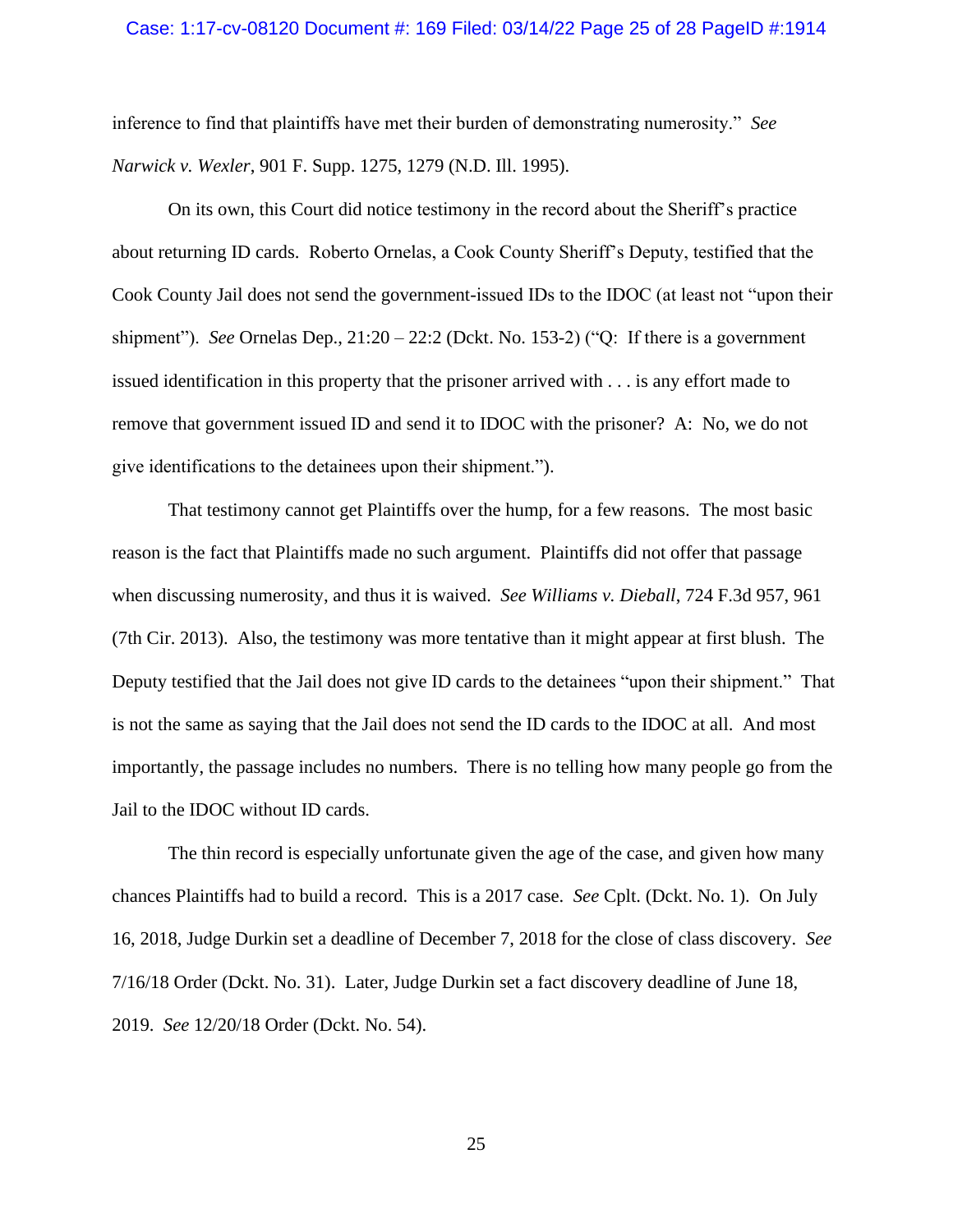inference to find that plaintiffs have met their burden of demonstrating numerosity." *See Narwick v. Wexler*, 901 F. Supp. 1275, 1279 (N.D. Ill. 1995).

On its own, this Court did notice testimony in the record about the Sheriff's practice about returning ID cards. Roberto Ornelas, a Cook County Sheriff's Deputy, testified that the Cook County Jail does not send the government-issued IDs to the IDOC (at least not "upon their shipment"). *See* Ornelas Dep., 21:20 – 22:2 (Dckt. No. 153-2) ("Q: If there is a government issued identification in this property that the prisoner arrived with . . . is any effort made to remove that government issued ID and send it to IDOC with the prisoner? A: No, we do not give identifications to the detainees upon their shipment.").

That testimony cannot get Plaintiffs over the hump, for a few reasons. The most basic reason is the fact that Plaintiffs made no such argument. Plaintiffs did not offer that passage when discussing numerosity, and thus it is waived. *See Williams v. Dieball*, 724 F.3d 957, 961 (7th Cir. 2013). Also, the testimony was more tentative than it might appear at first blush. The Deputy testified that the Jail does not give ID cards to the detainees "upon their shipment." That is not the same as saying that the Jail does not send the ID cards to the IDOC at all. And most importantly, the passage includes no numbers. There is no telling how many people go from the Jail to the IDOC without ID cards.

The thin record is especially unfortunate given the age of the case, and given how many chances Plaintiffs had to build a record. This is a 2017 case. *See* Cplt. (Dckt. No. 1). On July 16, 2018, Judge Durkin set a deadline of December 7, 2018 for the close of class discovery. *See* 7/16/18 Order (Dckt. No. 31). Later, Judge Durkin set a fact discovery deadline of June 18, 2019. *See* 12/20/18 Order (Dckt. No. 54).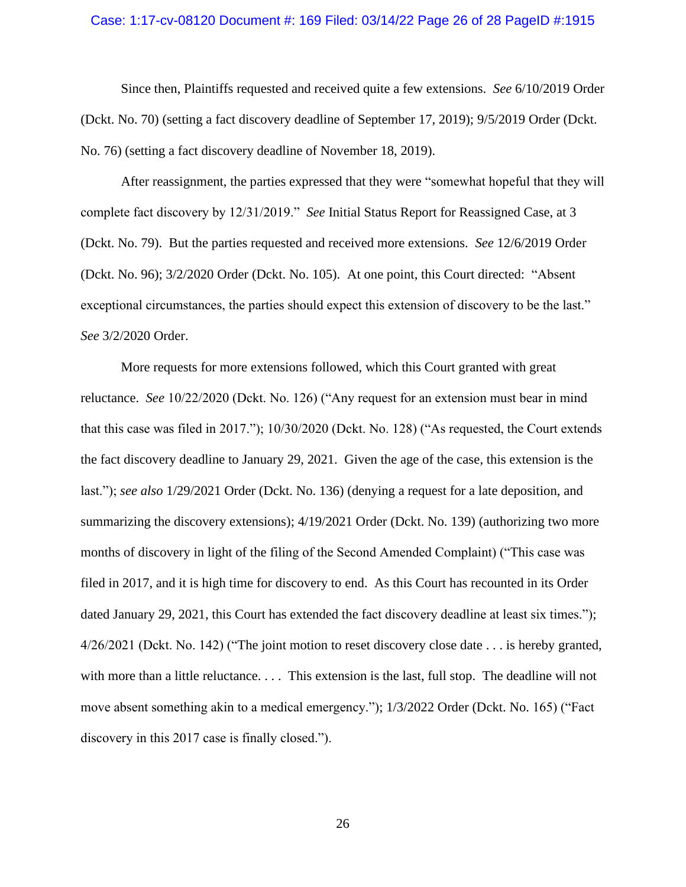Since then, Plaintiffs requested and received quite a few extensions. *See* 6/10/2019 Order (Dckt. No. 70) (setting a fact discovery deadline of September 17, 2019); 9/5/2019 Order (Dckt. No. 76) (setting a fact discovery deadline of November 18, 2019).

After reassignment, the parties expressed that they were "somewhat hopeful that they will complete fact discovery by 12/31/2019." *See* Initial Status Report for Reassigned Case, at 3 (Dckt. No. 79). But the parties requested and received more extensions. *See* 12/6/2019 Order (Dckt. No. 96); 3/2/2020 Order (Dckt. No. 105). At one point, this Court directed: "Absent exceptional circumstances, the parties should expect this extension of discovery to be the last." *See* 3/2/2020 Order.

More requests for more extensions followed, which this Court granted with great reluctance. *See* 10/22/2020 (Dckt. No. 126) ("Any request for an extension must bear in mind that this case was filed in 2017."); 10/30/2020 (Dckt. No. 128) ("As requested, the Court extends the fact discovery deadline to January 29, 2021. Given the age of the case, this extension is the last."); *see also* 1/29/2021 Order (Dckt. No. 136) (denying a request for a late deposition, and summarizing the discovery extensions); 4/19/2021 Order (Dckt. No. 139) (authorizing two more months of discovery in light of the filing of the Second Amended Complaint) ("This case was filed in 2017, and it is high time for discovery to end. As this Court has recounted in its Order dated January 29, 2021, this Court has extended the fact discovery deadline at least six times."); 4/26/2021 (Dckt. No. 142) ("The joint motion to reset discovery close date . . . is hereby granted, with more than a little reluctance. . . . This extension is the last, full stop. The deadline will not move absent something akin to a medical emergency."); 1/3/2022 Order (Dckt. No. 165) ("Fact discovery in this 2017 case is finally closed.").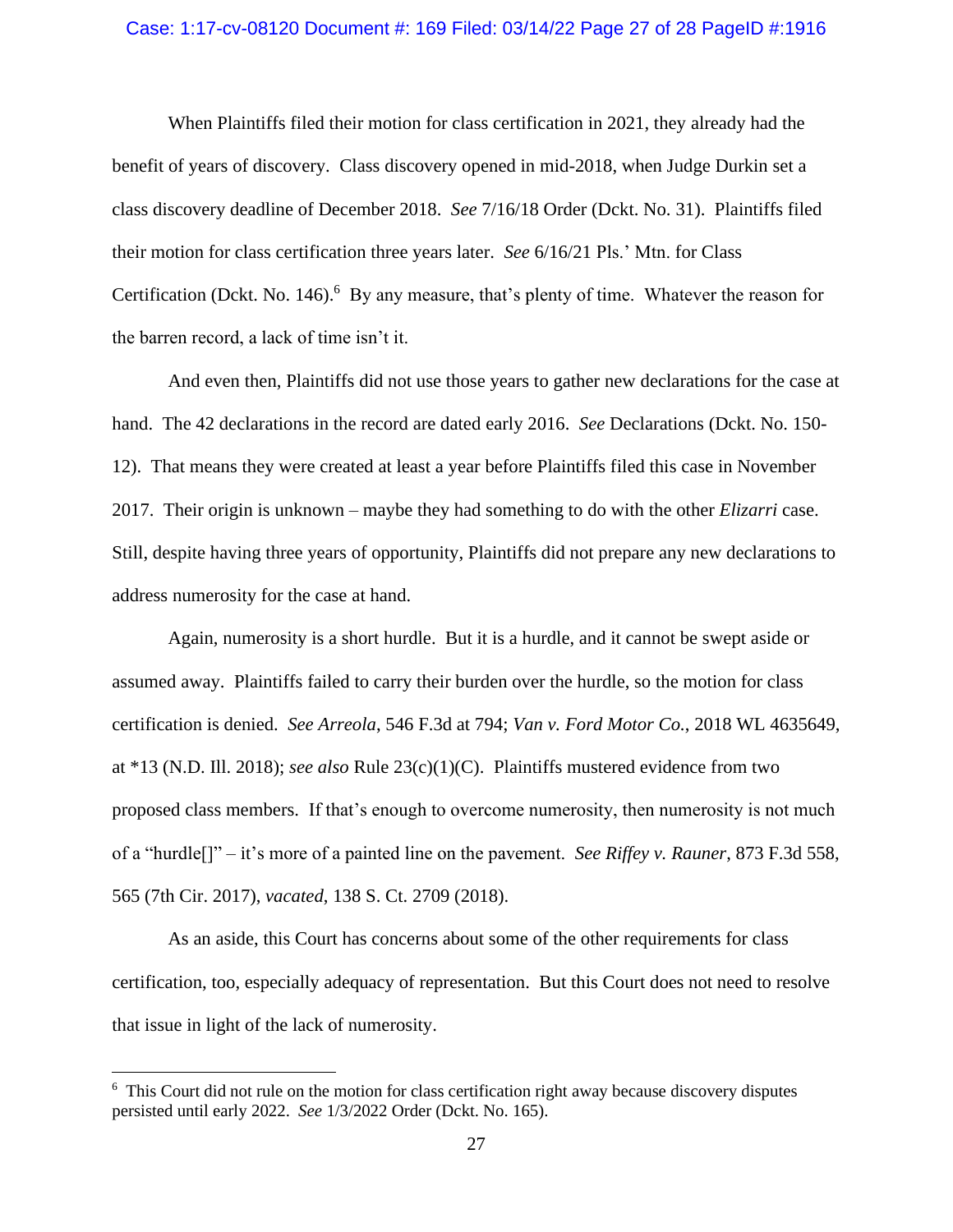When Plaintiffs filed their motion for class certification in 2021, they already had the benefit of years of discovery. Class discovery opened in mid-2018, when Judge Durkin set a class discovery deadline of December 2018. *See* 7/16/18 Order (Dckt. No. 31). Plaintiffs filed their motion for class certification three years later. *See* 6/16/21 Pls.' Mtn. for Class Certification (Dckt. No. 146).[6] By any measure, that's plenty of time. Whatever the reason for the barren record, a lack of time isn't it.

And even then, Plaintiffs did not use those years to gather new declarations for the case at hand. The 42 declarations in the record are dated early 2016. *See* Declarations (Dckt. No. 150-12). That means they were created at least a year before Plaintiffs filed this case in November 2017. Their origin is unknown – maybe they had something to do with the other *Elizarri* case. Still, despite having three years of opportunity, Plaintiffs did not prepare any new declarations to address numerosity for the case at hand.

Again, numerosity is a short hurdle. But it is a hurdle, and it cannot be swept aside or assumed away. Plaintiffs failed to carry their burden over the hurdle, so the motion for class certification is denied. *See Arreola*, 546 F.3d at 794; *Van v. Ford Motor Co.*, 2018 WL 4635649, at *13 (N.D. Ill. 2018); *see also* Rule 23(c)(1)(C). Plaintiffs mustered evidence from two proposed class members. If that's enough to overcome numerosity, then numerosity is not much of a "hurdle[]" – it's more of a painted line on the pavement. *See Riffey v. Rauner*, 873 F.3d 558, 565 (7th Cir. 2017), *vacated*, 138 S. Ct. 2709 (2018).

As an aside, this Court has concerns about some of the other requirements for class certification, too, especially adequacy of representation. But this Court does not need to resolve that issue in light of the lack of numerosity.

---

[6] This Court did not rule on the motion for class certification right away because discovery disputes persisted until early 2022. *See* 1/3/2022 Order (Dckt. No. 165).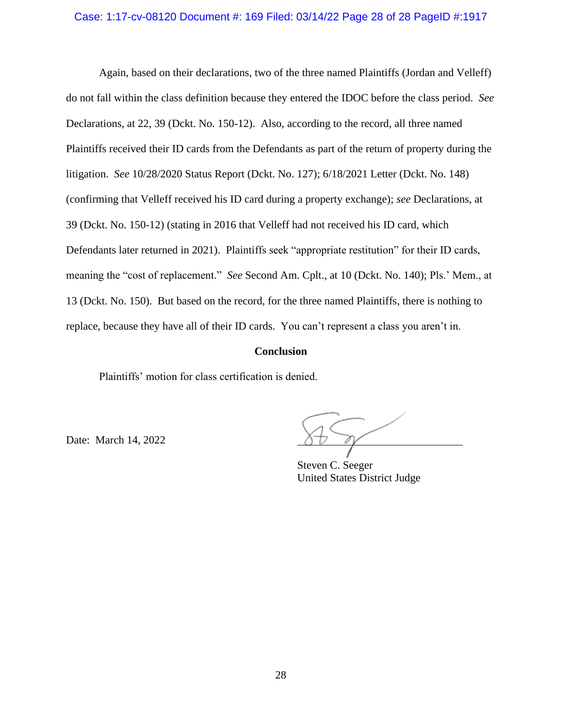Again, based on their declarations, two of the three named Plaintiffs (Jordan and Velleff) do not fall within the class definition because they entered the IDOC before the class period. *See* Declarations, at 22, 39 (Dckt. No. 150-12). Also, according to the record, all three named Plaintiffs received their ID cards from the Defendants as part of the return of property during the litigation. *See* 10/28/2020 Status Report (Dckt. No. 127); 6/18/2021 Letter (Dckt. No. 148) (confirming that Velleff received his ID card during a property exchange); *see* Declarations, at 39 (Dckt. No. 150-12) (stating in 2016 that Velleff had not received his ID card, which Defendants later returned in 2021). Plaintiffs seek "appropriate restitution" for their ID cards, meaning the "cost of replacement." *See* Second Am. Cplt., at 10 (Dckt. No. 140); Pls.' Mem., at 13 (Dckt. No. 150). But based on the record, for the three named Plaintiffs, there is nothing to replace, because they have all of their ID cards. You can't represent a class you aren't in.

**Conclusion**

Plaintiffs' motion for class certification is denied.

Date: March 14, 2022

Steven C. Seeger
United States District Judge